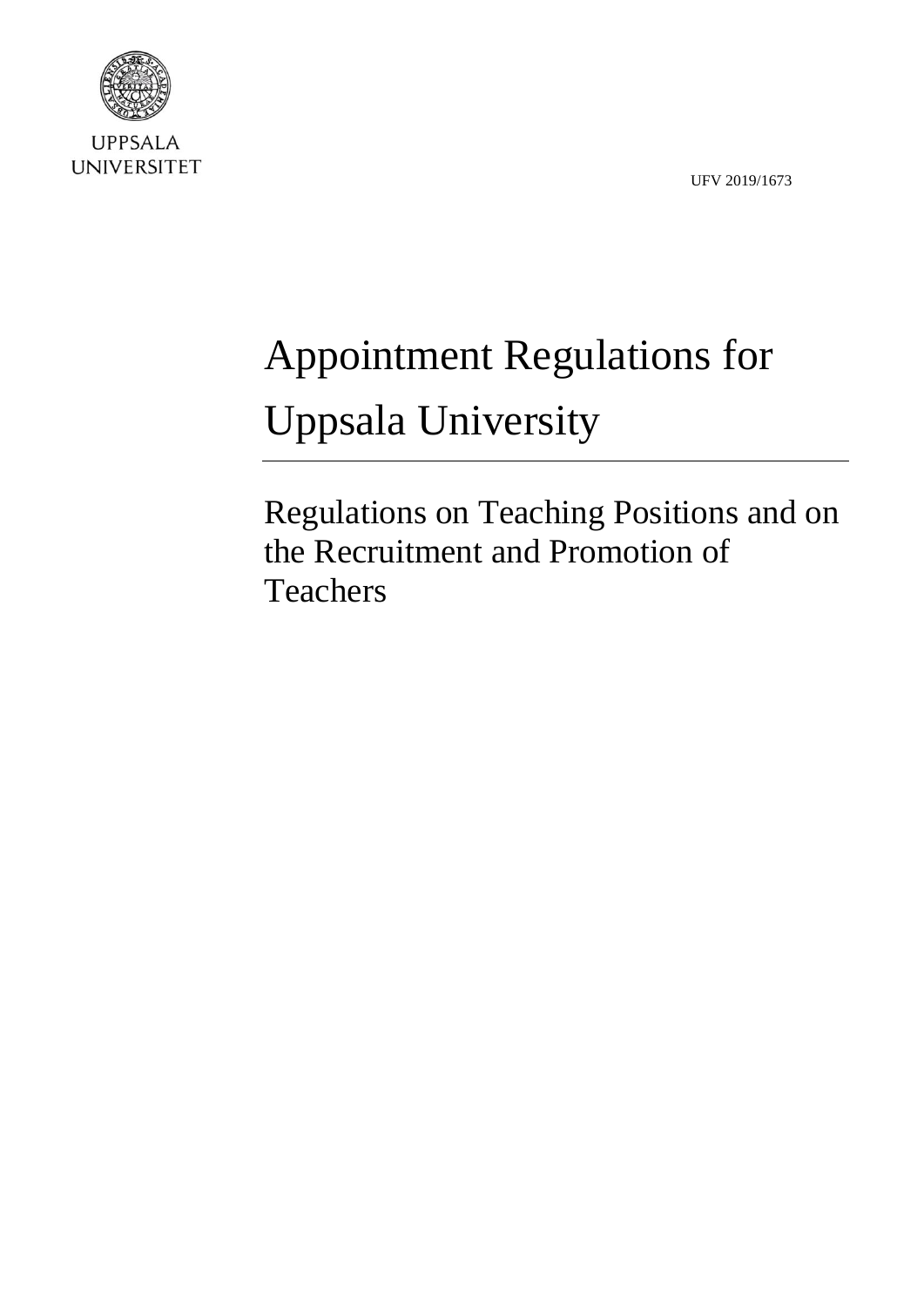UPPSALA UNIVERSITET

UFV 2019/1673

# Appointment Regulations for Uppsala University

## Regulations on Teaching Positions and on the Recruitment and Promotion of Teachers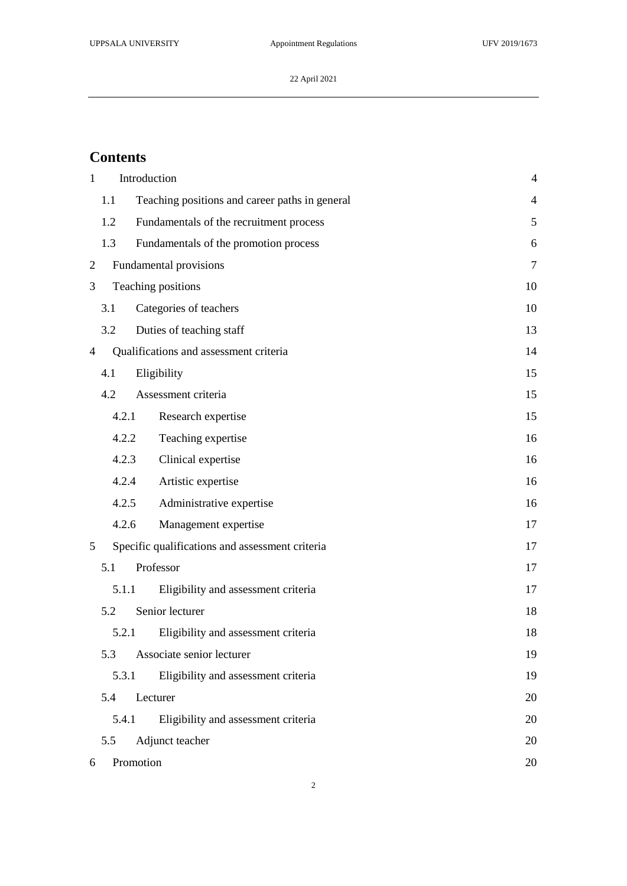## Contents

| | | |
|---|---|---|
| 1 | Introduction | 4 |
| 1.1 | Teaching positions and career paths in general | 4 |
| 1.2 | Fundamentals of the recruitment process | 5 |
| 1.3 | Fundamentals of the promotion process | 6 |
| 2 | Fundamental provisions | 7 |
| 3 | Teaching positions | 10 |
| 3.1 | Categories of teachers | 10 |
| 3.2 | Duties of teaching staff | 13 |
| 4 | Qualifications and assessment criteria | 14 |
| 4.1 | Eligibility | 15 |
| 4.2 | Assessment criteria | 15 |
| 4.2.1 | Research expertise | 15 |
| 4.2.2 | Teaching expertise | 16 |
| 4.2.3 | Clinical expertise | 16 |
| 4.2.4 | Artistic expertise | 16 |
| 4.2.5 | Administrative expertise | 16 |
| 4.2.6 | Management expertise | 17 |
| 5 | Specific qualifications and assessment criteria | 17 |
| 5.1 | Professor | 17 |
| 5.1.1 | Eligibility and assessment criteria | 17 |
| 5.2 | Senior lecturer | 18 |
| 5.2.1 | Eligibility and assessment criteria | 18 |
| 5.3 | Associate senior lecturer | 19 |
| 5.3.1 | Eligibility and assessment criteria | 19 |
| 5.4 | Lecturer | 20 |
| 5.4.1 | Eligibility and assessment criteria | 20 |
| 5.5 | Adjunct teacher | 20 |
| 6 | Promotion | 20 |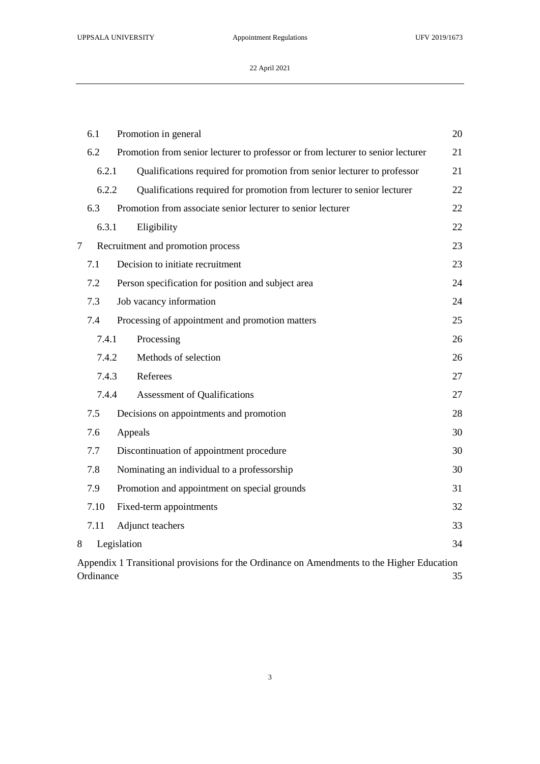6.1 Promotion in general 20

6.2 Promotion from senior lecturer to professor or from lecturer to senior lecturer 21

6.2.1 Qualifications required for promotion from senior lecturer to professor 21

6.2.2 Qualifications required for promotion from lecturer to senior lecturer 22

6.3 Promotion from associate senior lecturer to senior lecturer 22

6.3.1 Eligibility 22

7 Recruitment and promotion process 23

7.1 Decision to initiate recruitment 23

7.2 Person specification for position and subject area 24

7.3 Job vacancy information 24

7.4 Processing of appointment and promotion matters 25

7.4.1 Processing 26

7.4.2 Methods of selection 26

7.4.3 Referees 27

7.4.4 Assessment of Qualifications 27

7.5 Decisions on appointments and promotion 28

7.6 Appeals 30

7.7 Discontinuation of appointment procedure 30

7.8 Nominating an individual to a professorship 30

7.9 Promotion and appointment on special grounds 31

7.10 Fixed-term appointments 32

7.11 Adjunct teachers 33

8 Legislation 34

Appendix 1 Transitional provisions for the Ordinance on Amendments to the Higher Education Ordinance 35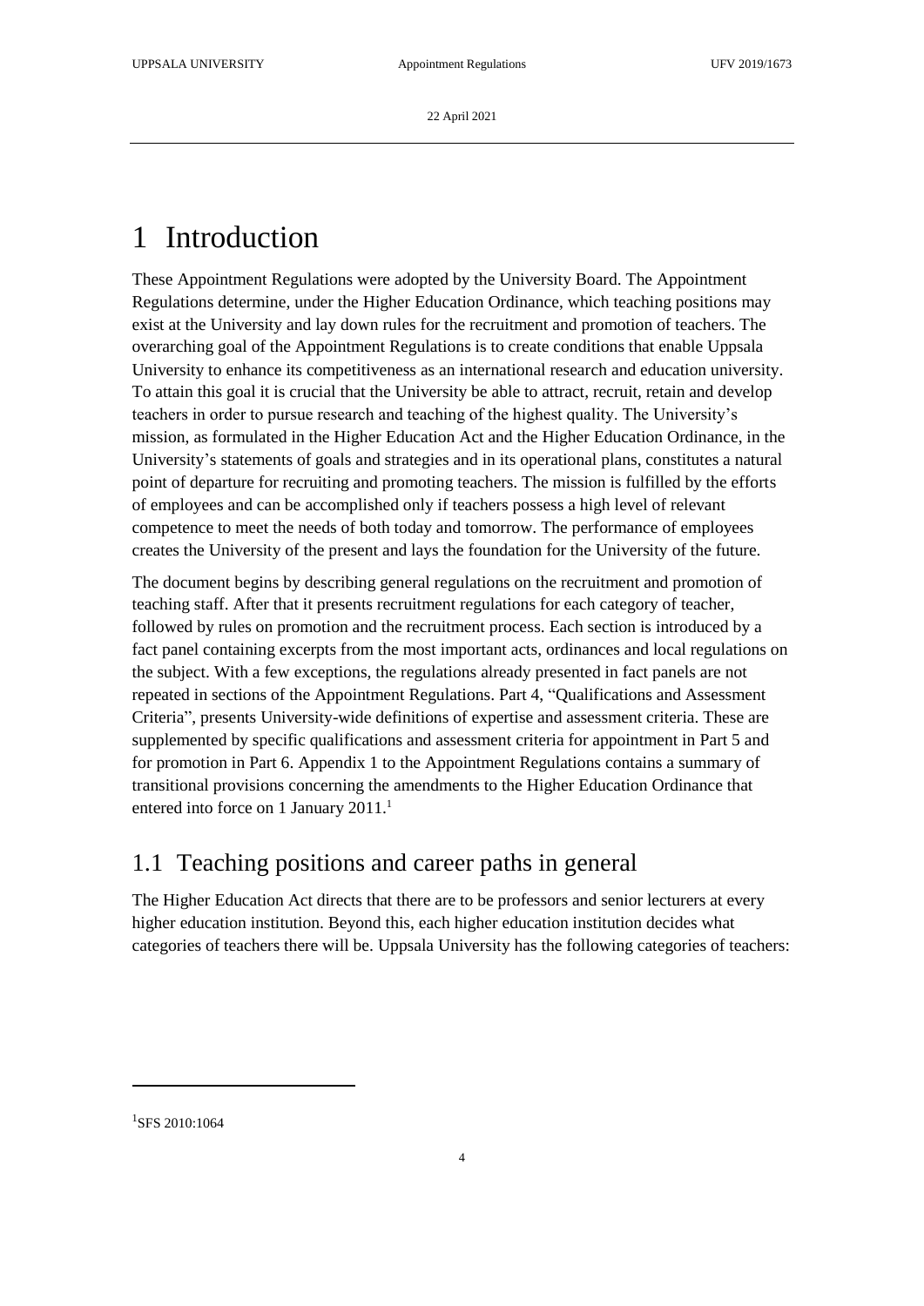# 1 Introduction

These Appointment Regulations were adopted by the University Board. The Appointment Regulations determine, under the Higher Education Ordinance, which teaching positions may exist at the University and lay down rules for the recruitment and promotion of teachers. The overarching goal of the Appointment Regulations is to create conditions that enable Uppsala University to enhance its competitiveness as an international research and education university. To attain this goal it is crucial that the University be able to attract, recruit, retain and develop teachers in order to pursue research and teaching of the highest quality. The University's mission, as formulated in the Higher Education Act and the Higher Education Ordinance, in the University's statements of goals and strategies and in its operational plans, constitutes a natural point of departure for recruiting and promoting teachers. The mission is fulfilled by the efforts of employees and can be accomplished only if teachers possess a high level of relevant competence to meet the needs of both today and tomorrow. The performance of employees creates the University of the present and lays the foundation for the University of the future.

The document begins by describing general regulations on the recruitment and promotion of teaching staff. After that it presents recruitment regulations for each category of teacher, followed by rules on promotion and the recruitment process. Each section is introduced by a fact panel containing excerpts from the most important acts, ordinances and local regulations on the subject. With a few exceptions, the regulations already presented in fact panels are not repeated in sections of the Appointment Regulations. Part 4, "Qualifications and Assessment Criteria", presents University-wide definitions of expertise and assessment criteria. These are supplemented by specific qualifications and assessment criteria for appointment in Part 5 and for promotion in Part 6. Appendix 1 to the Appointment Regulations contains a summary of transitional provisions concerning the amendments to the Higher Education Ordinance that entered into force on 1 January 2011.[1]

## 1.1 Teaching positions and career paths in general

The Higher Education Act directs that there are to be professors and senior lecturers at every higher education institution. Beyond this, each higher education institution decides what categories of teachers there will be. Uppsala University has the following categories of teachers:

[1] SFS 2010:1064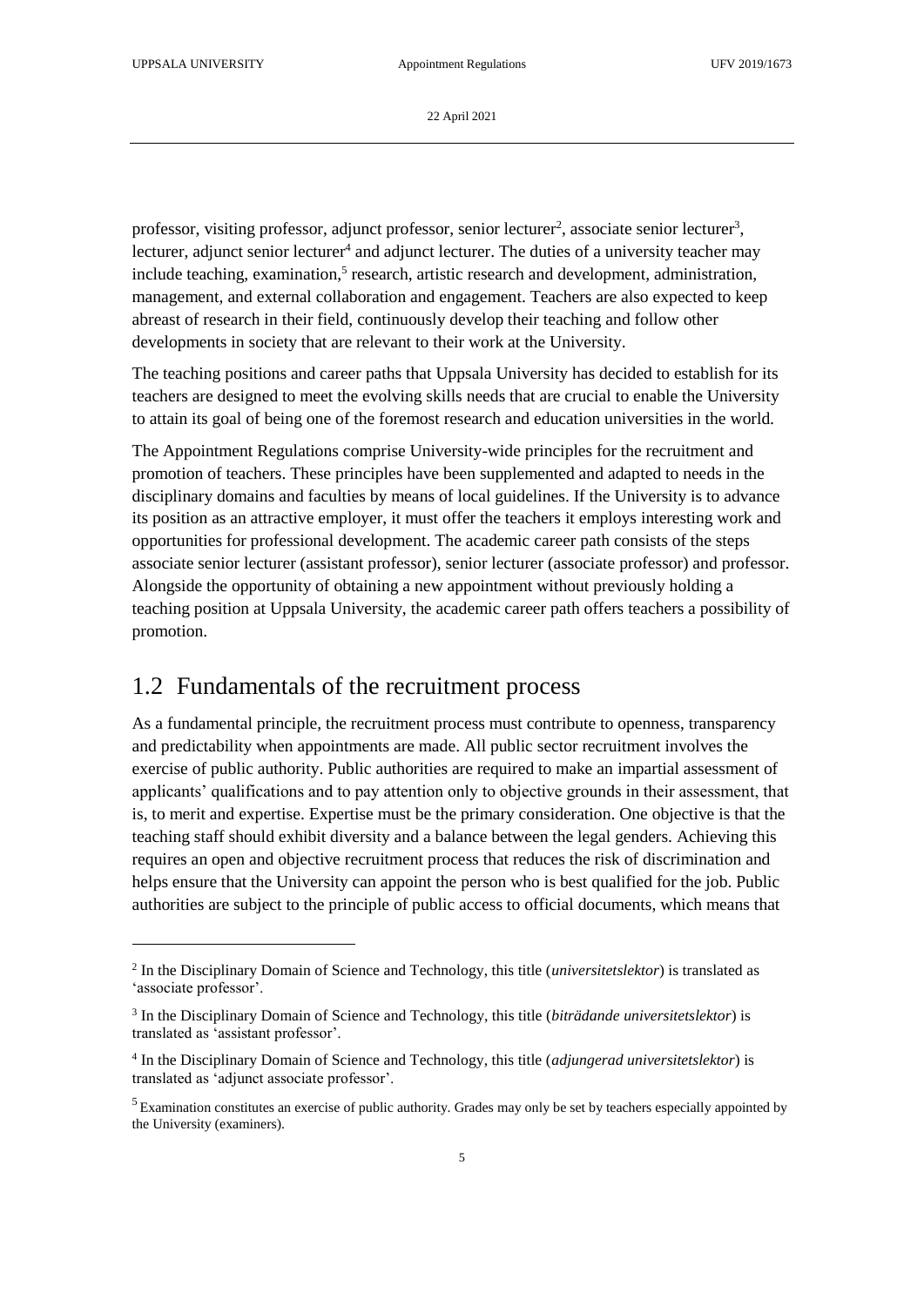professor, visiting professor, adjunct professor, senior lecturer[2], associate senior lecturer[3], lecturer, adjunct senior lecturer[4] and adjunct lecturer. The duties of a university teacher may include teaching, examination,[5] research, artistic research and development, administration, management, and external collaboration and engagement. Teachers are also expected to keep abreast of research in their field, continuously develop their teaching and follow other developments in society that are relevant to their work at the University.

The teaching positions and career paths that Uppsala University has decided to establish for its teachers are designed to meet the evolving skills needs that are crucial to enable the University to attain its goal of being one of the foremost research and education universities in the world.

The Appointment Regulations comprise University-wide principles for the recruitment and promotion of teachers. These principles have been supplemented and adapted to needs in the disciplinary domains and faculties by means of local guidelines. If the University is to advance its position as an attractive employer, it must offer the teachers it employs interesting work and opportunities for professional development. The academic career path consists of the steps associate senior lecturer (assistant professor), senior lecturer (associate professor) and professor. Alongside the opportunity of obtaining a new appointment without previously holding a teaching position at Uppsala University, the academic career path offers teachers a possibility of promotion.

## 1.2 Fundamentals of the recruitment process

As a fundamental principle, the recruitment process must contribute to openness, transparency and predictability when appointments are made. All public sector recruitment involves the exercise of public authority. Public authorities are required to make an impartial assessment of applicants' qualifications and to pay attention only to objective grounds in their assessment, that is, to merit and expertise. Expertise must be the primary consideration. One objective is that the teaching staff should exhibit diversity and a balance between the legal genders. Achieving this requires an open and objective recruitment process that reduces the risk of discrimination and helps ensure that the University can appoint the person who is best qualified for the job. Public authorities are subject to the principle of public access to official documents, which means that

---

[2] In the Disciplinary Domain of Science and Technology, this title (*universitetslektor*) is translated as 'associate professor'.

[3] In the Disciplinary Domain of Science and Technology, this title (*biträdande universitetslektor*) is translated as 'assistant professor'.

[4] In the Disciplinary Domain of Science and Technology, this title (*adjungerad universitetslektor*) is translated as 'adjunct associate professor'.

[5] Examination constitutes an exercise of public authority. Grades may only be set by teachers especially appointed by the University (examiners).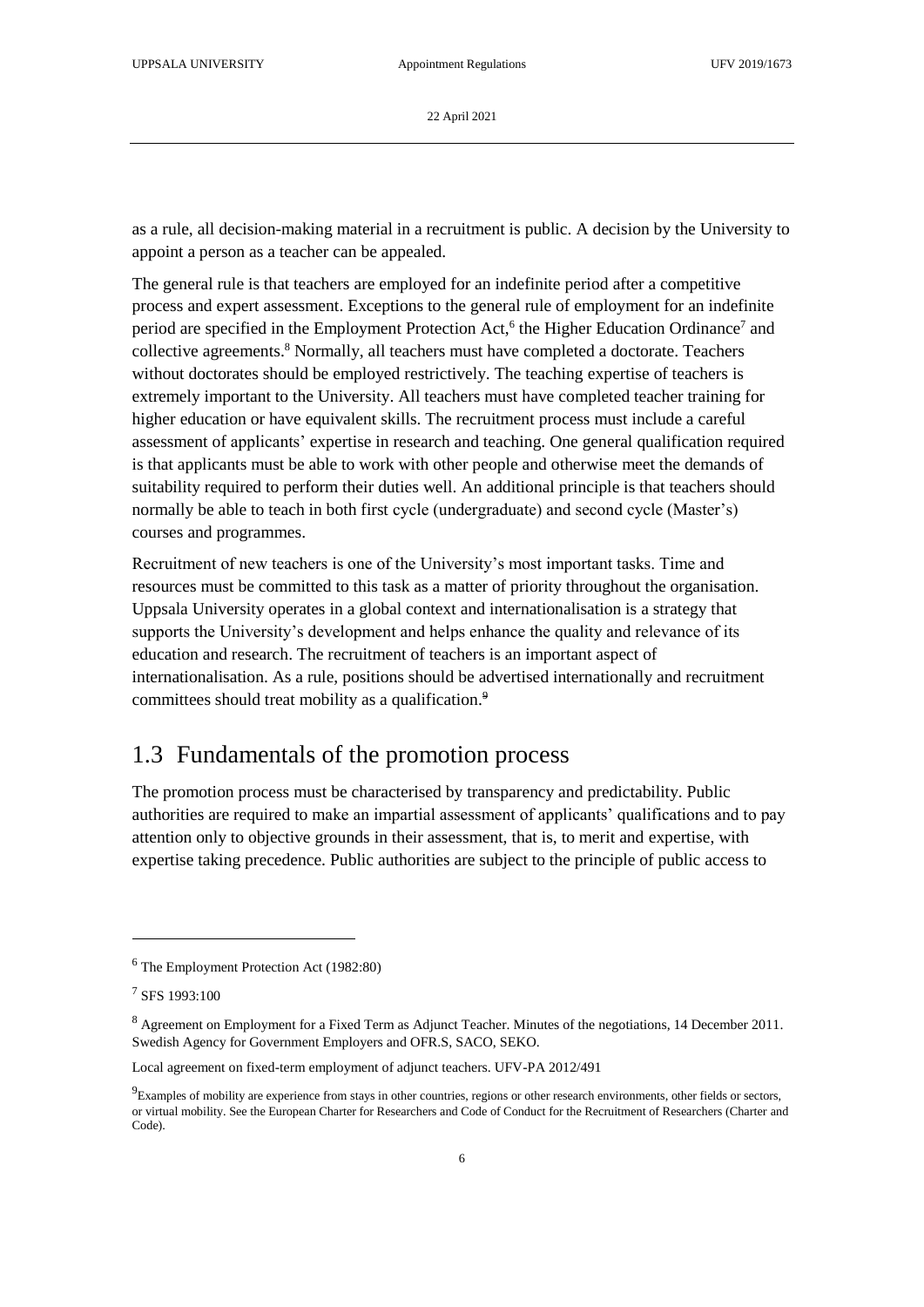as a rule, all decision-making material in a recruitment is public. A decision by the University to appoint a person as a teacher can be appealed.

The general rule is that teachers are employed for an indefinite period after a competitive process and expert assessment. Exceptions to the general rule of employment for an indefinite period are specified in the Employment Protection Act,[6] the Higher Education Ordinance[7] and collective agreements.[8] Normally, all teachers must have completed a doctorate. Teachers without doctorates should be employed restrictively. The teaching expertise of teachers is extremely important to the University. All teachers must have completed teacher training for higher education or have equivalent skills. The recruitment process must include a careful assessment of applicants' expertise in research and teaching. One general qualification required is that applicants must be able to work with other people and otherwise meet the demands of suitability required to perform their duties well. An additional principle is that teachers should normally be able to teach in both first cycle (undergraduate) and second cycle (Master's) courses and programmes.

Recruitment of new teachers is one of the University's most important tasks. Time and resources must be committed to this task as a matter of priority throughout the organisation. Uppsala University operates in a global context and internationalisation is a strategy that supports the University's development and helps enhance the quality and relevance of its education and research. The recruitment of teachers is an important aspect of internationalisation. As a rule, positions should be advertised internationally and recruitment committees should treat mobility as a qualification.[9]

## 1.3 Fundamentals of the promotion process

The promotion process must be characterised by transparency and predictability. Public authorities are required to make an impartial assessment of applicants' qualifications and to pay attention only to objective grounds in their assessment, that is, to merit and expertise, with expertise taking precedence. Public authorities are subject to the principle of public access to

---

[6] The Employment Protection Act (1982:80)

[7] SFS 1993:100

[8] Agreement on Employment for a Fixed Term as Adjunct Teacher. Minutes of the negotiations, 14 December 2011. Swedish Agency for Government Employers and OFR.S, SACO, SEKO.

Local agreement on fixed-term employment of adjunct teachers. UFV-PA 2012/491

[9] Examples of mobility are experience from stays in other countries, regions or other research environments, other fields or sectors, or virtual mobility. See the European Charter for Researchers and Code of Conduct for the Recruitment of Researchers (Charter and Code).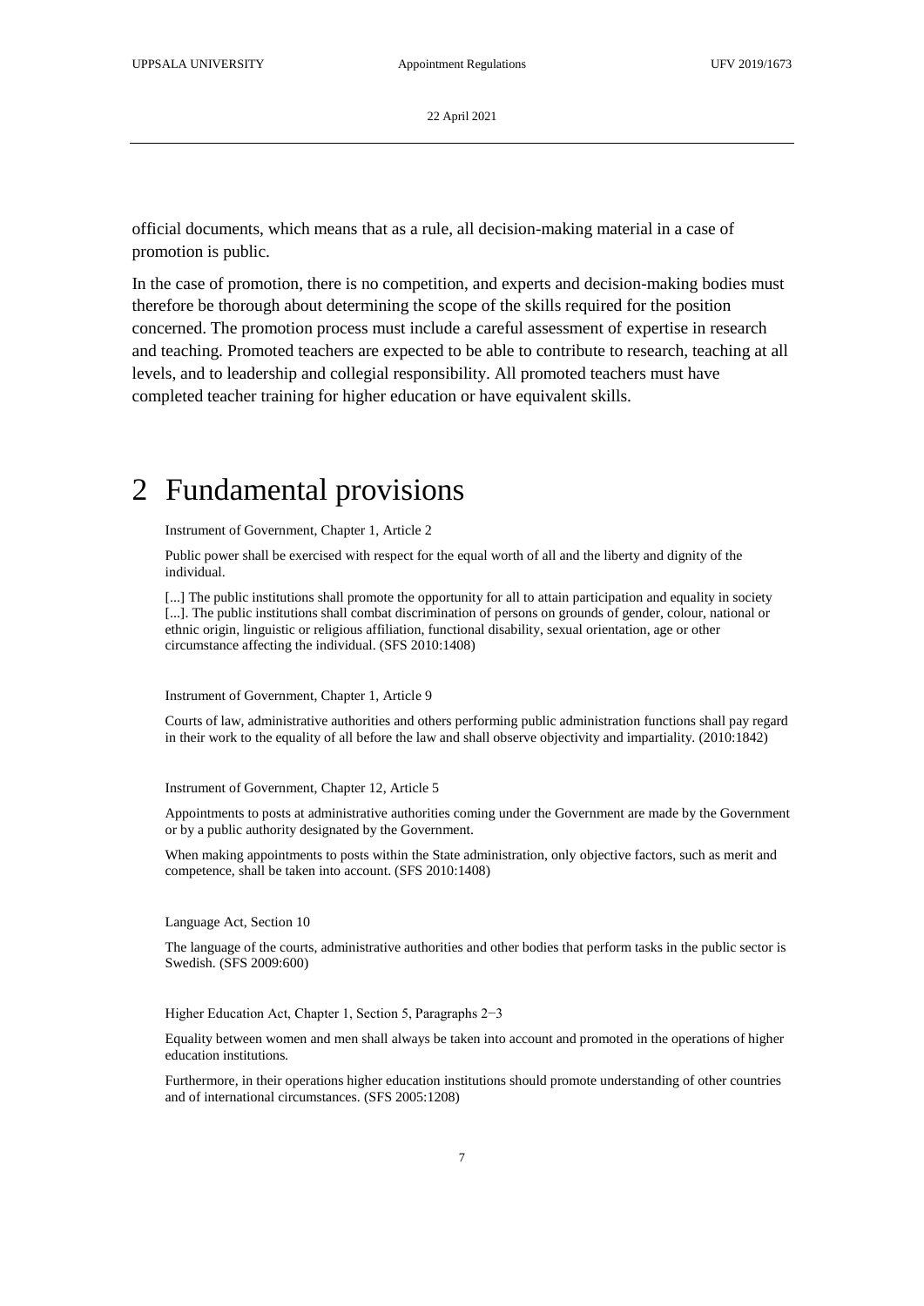official documents, which means that as a rule, all decision-making material in a case of promotion is public.

In the case of promotion, there is no competition, and experts and decision-making bodies must therefore be thorough about determining the scope of the skills required for the position concerned. The promotion process must include a careful assessment of expertise in research and teaching. Promoted teachers are expected to be able to contribute to research, teaching at all levels, and to leadership and collegial responsibility. All promoted teachers must have completed teacher training for higher education or have equivalent skills.

# 2 Fundamental provisions

Instrument of Government, Chapter 1, Article 2

Public power shall be exercised with respect for the equal worth of all and the liberty and dignity of the individual.

[...] The public institutions shall promote the opportunity for all to attain participation and equality in society [...]. The public institutions shall combat discrimination of persons on grounds of gender, colour, national or ethnic origin, linguistic or religious affiliation, functional disability, sexual orientation, age or other circumstance affecting the individual. (SFS 2010:1408)

Instrument of Government, Chapter 1, Article 9

Courts of law, administrative authorities and others performing public administration functions shall pay regard in their work to the equality of all before the law and shall observe objectivity and impartiality. (2010:1842)

Instrument of Government, Chapter 12, Article 5

Appointments to posts at administrative authorities coming under the Government are made by the Government or by a public authority designated by the Government.

When making appointments to posts within the State administration, only objective factors, such as merit and competence, shall be taken into account. (SFS 2010:1408)

Language Act, Section 10

The language of the courts, administrative authorities and other bodies that perform tasks in the public sector is Swedish. (SFS 2009:600)

Higher Education Act, Chapter 1, Section 5, Paragraphs 2−3

Equality between women and men shall always be taken into account and promoted in the operations of higher education institutions.

Furthermore, in their operations higher education institutions should promote understanding of other countries and of international circumstances. (SFS 2005:1208)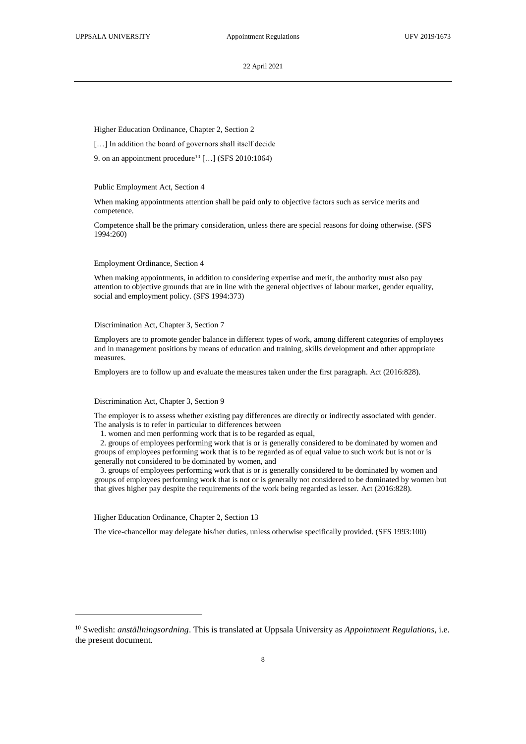Higher Education Ordinance, Chapter 2, Section 2

[…] In addition the board of governors shall itself decide

9. on an appointment procedure[10] […] (SFS 2010:1064)

Public Employment Act, Section 4

When making appointments attention shall be paid only to objective factors such as service merits and competence.

Competence shall be the primary consideration, unless there are special reasons for doing otherwise. (SFS 1994:260)

Employment Ordinance, Section 4

When making appointments, in addition to considering expertise and merit, the authority must also pay attention to objective grounds that are in line with the general objectives of labour market, gender equality, social and employment policy. (SFS 1994:373)

Discrimination Act, Chapter 3, Section 7

Employers are to promote gender balance in different types of work, among different categories of employees and in management positions by means of education and training, skills development and other appropriate measures.

Employers are to follow up and evaluate the measures taken under the first paragraph. Act (2016:828).

Discrimination Act, Chapter 3, Section 9

The employer is to assess whether existing pay differences are directly or indirectly associated with gender. The analysis is to refer in particular to differences between

1. women and men performing work that is to be regarded as equal,
2. groups of employees performing work that is or is generally considered to be dominated by women and groups of employees performing work that is to be regarded as of equal value to such work but is not or is generally not considered to be dominated by women, and
3. groups of employees performing work that is or is generally considered to be dominated by women and groups of employees performing work that is not or is generally not considered to be dominated by women but that gives higher pay despite the requirements of the work being regarded as lesser. Act (2016:828).

Higher Education Ordinance, Chapter 2, Section 13

The vice-chancellor may delegate his/her duties, unless otherwise specifically provided. (SFS 1993:100)

[10] Swedish: *anställningsordning*. This is translated at Uppsala University as *Appointment Regulations*, i.e. the present document.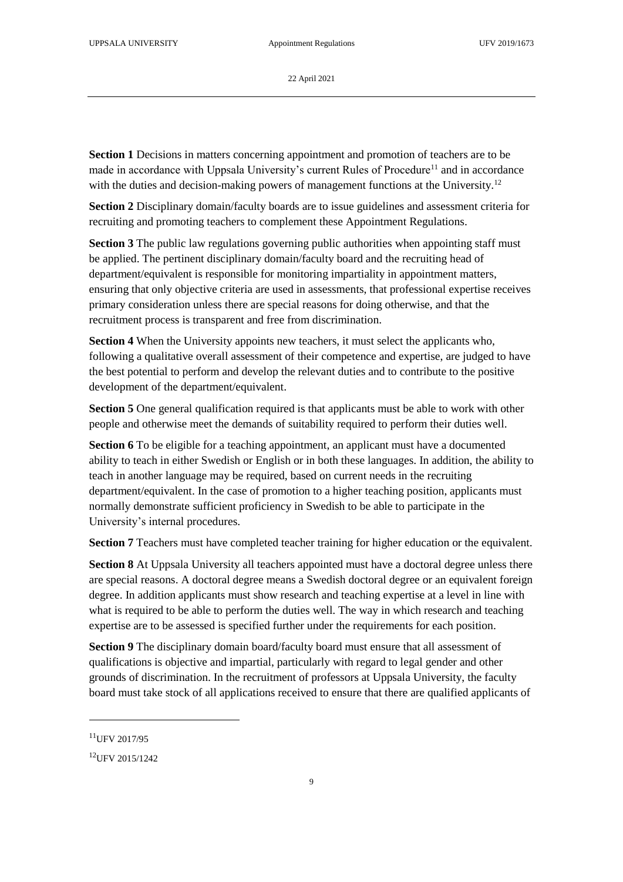**Section 1** Decisions in matters concerning appointment and promotion of teachers are to be made in accordance with Uppsala University's current Rules of Procedure[11] and in accordance with the duties and decision-making powers of management functions at the University.[12]

**Section 2** Disciplinary domain/faculty boards are to issue guidelines and assessment criteria for recruiting and promoting teachers to complement these Appointment Regulations.

**Section 3** The public law regulations governing public authorities when appointing staff must be applied. The pertinent disciplinary domain/faculty board and the recruiting head of department/equivalent is responsible for monitoring impartiality in appointment matters, ensuring that only objective criteria are used in assessments, that professional expertise receives primary consideration unless there are special reasons for doing otherwise, and that the recruitment process is transparent and free from discrimination.

**Section 4** When the University appoints new teachers, it must select the applicants who, following a qualitative overall assessment of their competence and expertise, are judged to have the best potential to perform and develop the relevant duties and to contribute to the positive development of the department/equivalent.

**Section 5** One general qualification required is that applicants must be able to work with other people and otherwise meet the demands of suitability required to perform their duties well.

**Section 6** To be eligible for a teaching appointment, an applicant must have a documented ability to teach in either Swedish or English or in both these languages. In addition, the ability to teach in another language may be required, based on current needs in the recruiting department/equivalent. In the case of promotion to a higher teaching position, applicants must normally demonstrate sufficient proficiency in Swedish to be able to participate in the University's internal procedures.

**Section 7** Teachers must have completed teacher training for higher education or the equivalent.

**Section 8** At Uppsala University all teachers appointed must have a doctoral degree unless there are special reasons. A doctoral degree means a Swedish doctoral degree or an equivalent foreign degree. In addition applicants must show research and teaching expertise at a level in line with what is required to be able to perform the duties well. The way in which research and teaching expertise are to be assessed is specified further under the requirements for each position.

**Section 9** The disciplinary domain board/faculty board must ensure that all assessment of qualifications is objective and impartial, particularly with regard to legal gender and other grounds of discrimination. In the recruitment of professors at Uppsala University, the faculty board must take stock of all applications received to ensure that there are qualified applicants of

[11] UFV 2017/95

[12] UFV 2015/1242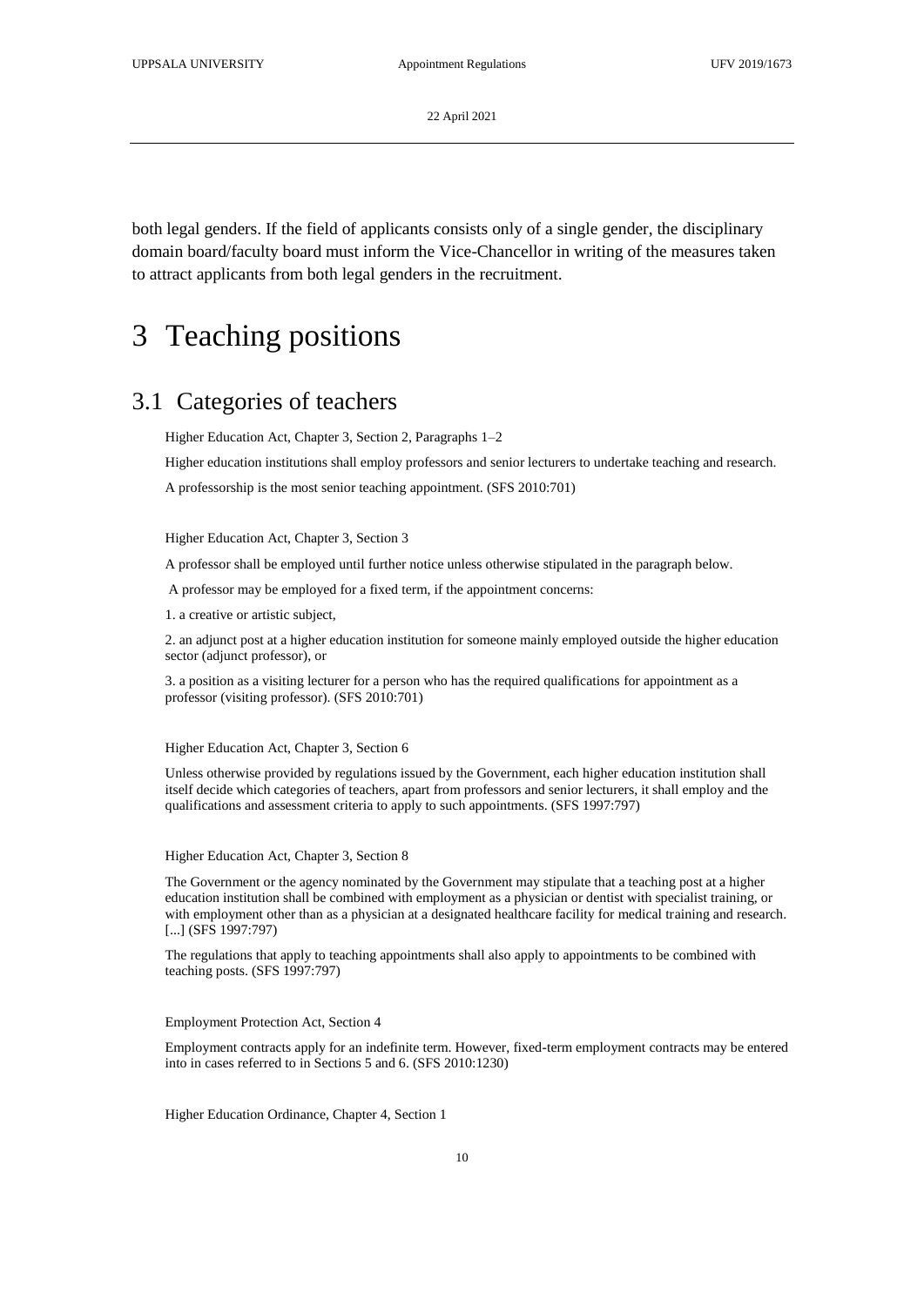both legal genders. If the field of applicants consists only of a single gender, the disciplinary domain board/faculty board must inform the Vice-Chancellor in writing of the measures taken to attract applicants from both legal genders in the recruitment.

# 3 Teaching positions

## 3.1 Categories of teachers

Higher Education Act, Chapter 3, Section 2, Paragraphs 1–2

Higher education institutions shall employ professors and senior lecturers to undertake teaching and research.

A professorship is the most senior teaching appointment. (SFS 2010:701)

Higher Education Act, Chapter 3, Section 3

A professor shall be employed until further notice unless otherwise stipulated in the paragraph below.

A professor may be employed for a fixed term, if the appointment concerns:

1. a creative or artistic subject,

2. an adjunct post at a higher education institution for someone mainly employed outside the higher education sector (adjunct professor), or

3. a position as a visiting lecturer for a person who has the required qualifications for appointment as a professor (visiting professor). (SFS 2010:701)

Higher Education Act, Chapter 3, Section 6

Unless otherwise provided by regulations issued by the Government, each higher education institution shall itself decide which categories of teachers, apart from professors and senior lecturers, it shall employ and the qualifications and assessment criteria to apply to such appointments. (SFS 1997:797)

Higher Education Act, Chapter 3, Section 8

The Government or the agency nominated by the Government may stipulate that a teaching post at a higher education institution shall be combined with employment as a physician or dentist with specialist training, or with employment other than as a physician at a designated healthcare facility for medical training and research. [...] (SFS 1997:797)

The regulations that apply to teaching appointments shall also apply to appointments to be combined with teaching posts. (SFS 1997:797)

Employment Protection Act, Section 4

Employment contracts apply for an indefinite term. However, fixed-term employment contracts may be entered into in cases referred to in Sections 5 and 6. (SFS 2010:1230)

Higher Education Ordinance, Chapter 4, Section 1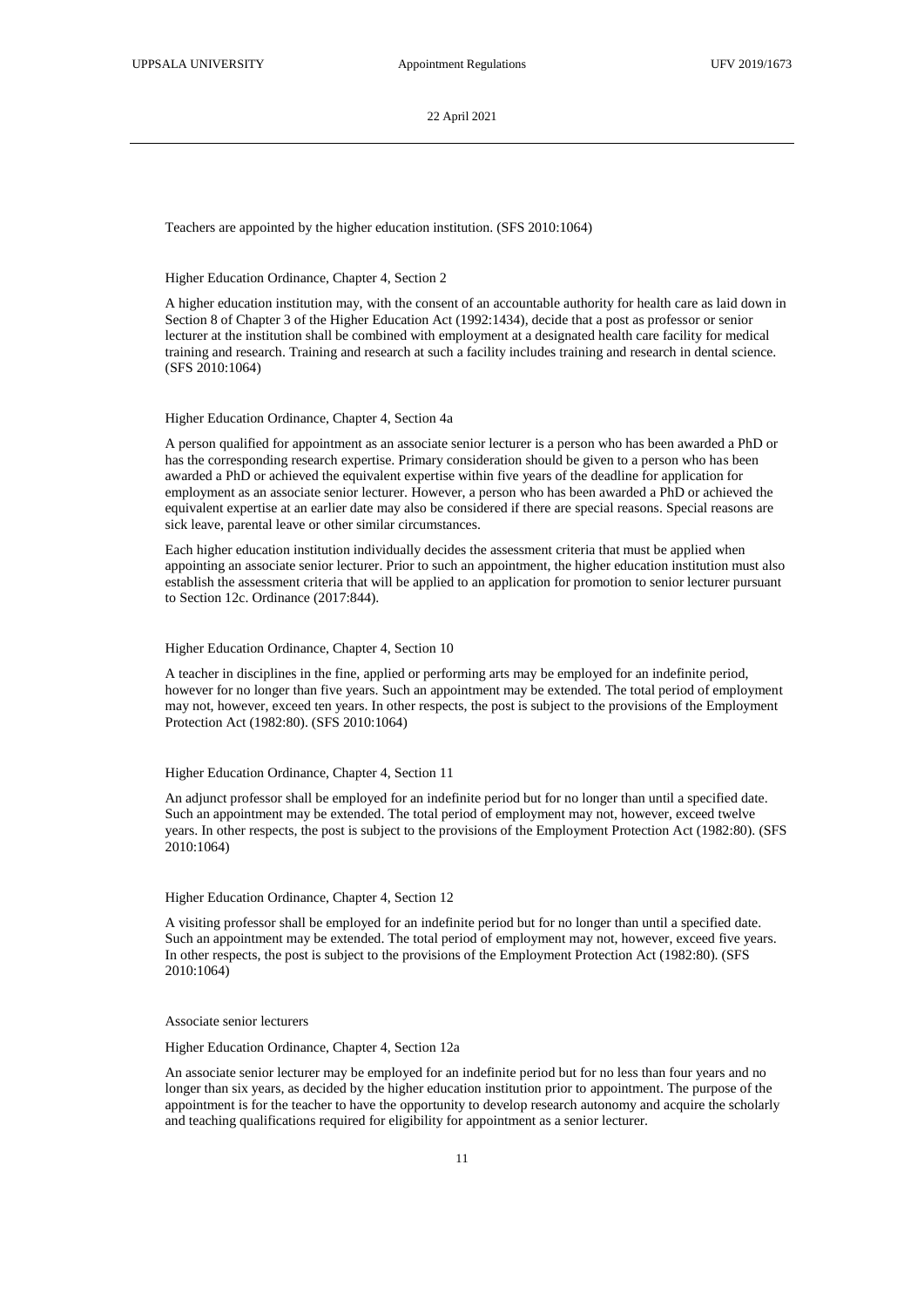Teachers are appointed by the higher education institution. (SFS 2010:1064)

Higher Education Ordinance, Chapter 4, Section 2

A higher education institution may, with the consent of an accountable authority for health care as laid down in Section 8 of Chapter 3 of the Higher Education Act (1992:1434), decide that a post as professor or senior lecturer at the institution shall be combined with employment at a designated health care facility for medical training and research. Training and research at such a facility includes training and research in dental science. (SFS 2010:1064)

Higher Education Ordinance, Chapter 4, Section 4a

A person qualified for appointment as an associate senior lecturer is a person who has been awarded a PhD or has the corresponding research expertise. Primary consideration should be given to a person who has been awarded a PhD or achieved the equivalent expertise within five years of the deadline for application for employment as an associate senior lecturer. However, a person who has been awarded a PhD or achieved the equivalent expertise at an earlier date may also be considered if there are special reasons. Special reasons are sick leave, parental leave or other similar circumstances.

Each higher education institution individually decides the assessment criteria that must be applied when appointing an associate senior lecturer. Prior to such an appointment, the higher education institution must also establish the assessment criteria that will be applied to an application for promotion to senior lecturer pursuant to Section 12c. Ordinance (2017:844).

Higher Education Ordinance, Chapter 4, Section 10

A teacher in disciplines in the fine, applied or performing arts may be employed for an indefinite period, however for no longer than five years. Such an appointment may be extended. The total period of employment may not, however, exceed ten years. In other respects, the post is subject to the provisions of the Employment Protection Act (1982:80). (SFS 2010:1064)

Higher Education Ordinance, Chapter 4, Section 11

An adjunct professor shall be employed for an indefinite period but for no longer than until a specified date. Such an appointment may be extended. The total period of employment may not, however, exceed twelve years. In other respects, the post is subject to the provisions of the Employment Protection Act (1982:80). (SFS 2010:1064)

Higher Education Ordinance, Chapter 4, Section 12

A visiting professor shall be employed for an indefinite period but for no longer than until a specified date. Such an appointment may be extended. The total period of employment may not, however, exceed five years. In other respects, the post is subject to the provisions of the Employment Protection Act (1982:80). (SFS 2010:1064)

Associate senior lecturers

Higher Education Ordinance, Chapter 4, Section 12a

An associate senior lecturer may be employed for an indefinite period but for no less than four years and no longer than six years, as decided by the higher education institution prior to appointment. The purpose of the appointment is for the teacher to have the opportunity to develop research autonomy and acquire the scholarly and teaching qualifications required for eligibility for appointment as a senior lecturer.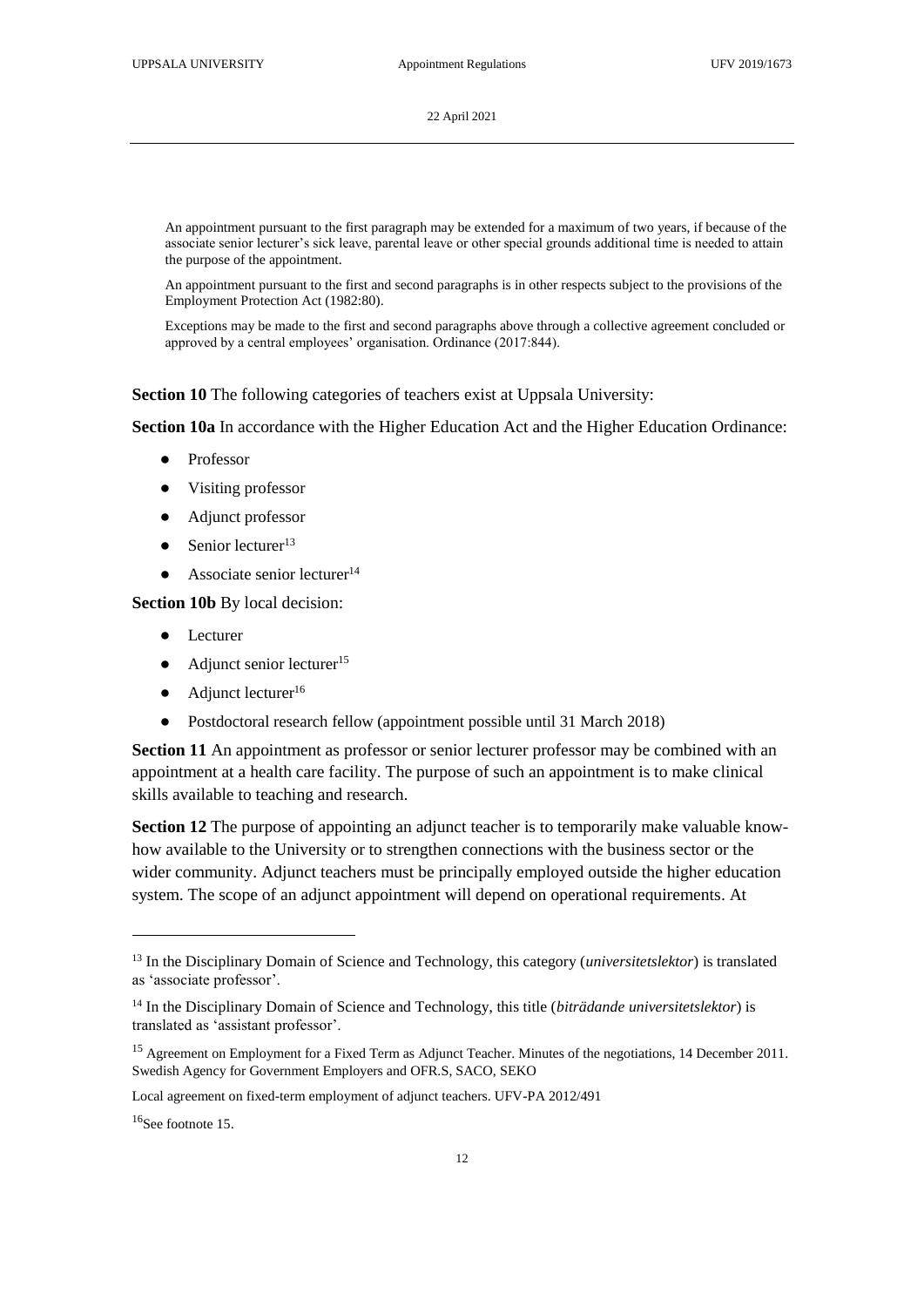An appointment pursuant to the first paragraph may be extended for a maximum of two years, if because of the associate senior lecturer's sick leave, parental leave or other special grounds additional time is needed to attain the purpose of the appointment.

An appointment pursuant to the first and second paragraphs is in other respects subject to the provisions of the Employment Protection Act (1982:80).

Exceptions may be made to the first and second paragraphs above through a collective agreement concluded or approved by a central employees' organisation. Ordinance (2017:844).

**Section 10** The following categories of teachers exist at Uppsala University:

**Section 10a** In accordance with the Higher Education Act and the Higher Education Ordinance:

- Professor
- Visiting professor
- Adjunct professor
- Senior lecturer[13]
- Associate senior lecturer[14]

**Section 10b** By local decision:

- Lecturer
- Adjunct senior lecturer[15]
- Adjunct lecturer[16]
- Postdoctoral research fellow (appointment possible until 31 March 2018)

**Section 11** An appointment as professor or senior lecturer professor may be combined with an appointment at a health care facility. The purpose of such an appointment is to make clinical skills available to teaching and research.

**Section 12** The purpose of appointing an adjunct teacher is to temporarily make valuable know-how available to the University or to strengthen connections with the business sector or the wider community. Adjunct teachers must be principally employed outside the higher education system. The scope of an adjunct appointment will depend on operational requirements. At

---

[13] In the Disciplinary Domain of Science and Technology, this category (*universitetslektor*) is translated as 'associate professor'.

[14] In the Disciplinary Domain of Science and Technology, this title (*biträdande universitetslektor*) is translated as 'assistant professor'.

[15] Agreement on Employment for a Fixed Term as Adjunct Teacher. Minutes of the negotiations, 14 December 2011. Swedish Agency for Government Employers and OFR.S, SACO, SEKO

Local agreement on fixed-term employment of adjunct teachers. UFV-PA 2012/491

[16] See footnote 15.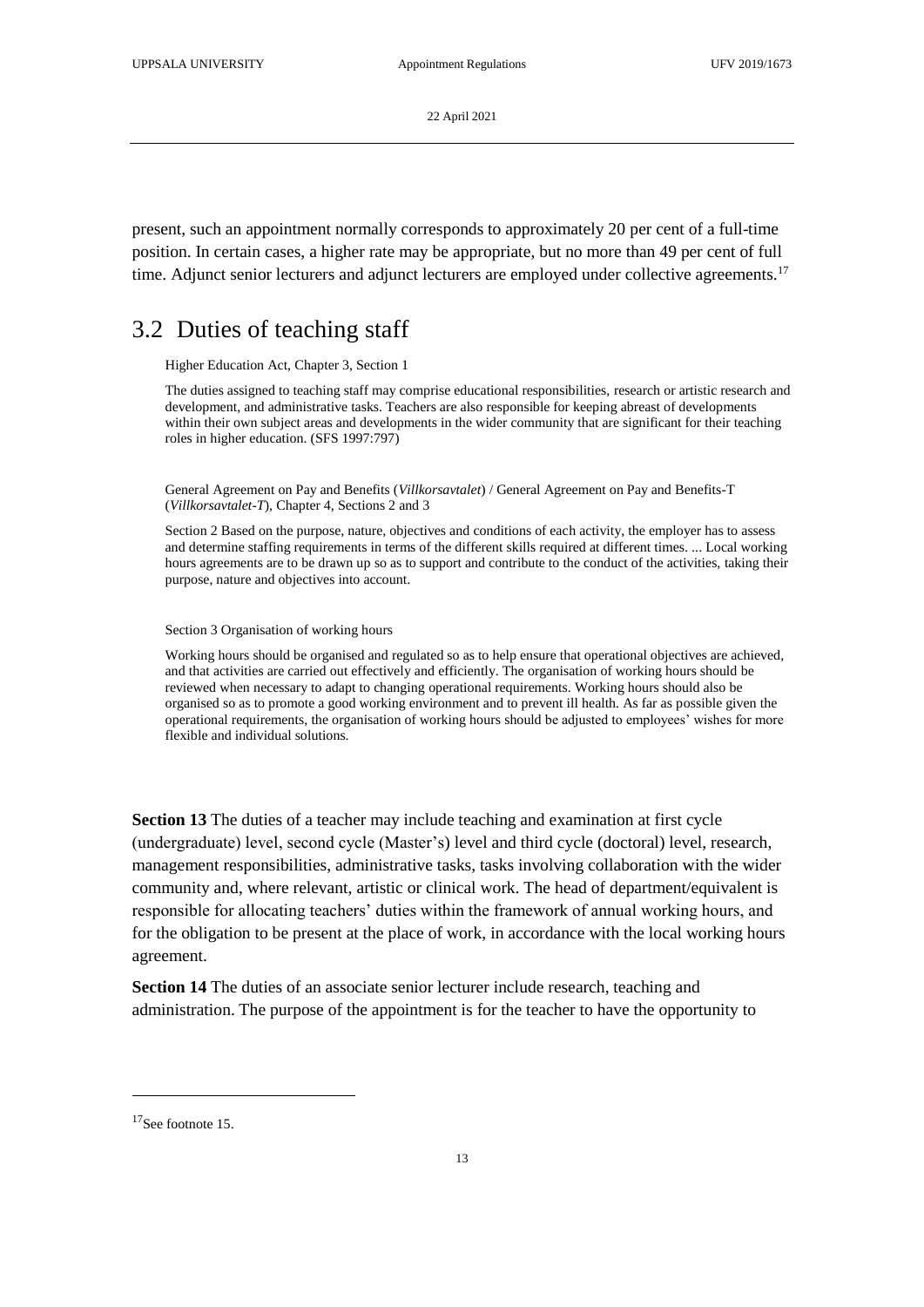present, such an appointment normally corresponds to approximately 20 per cent of a full-time position. In certain cases, a higher rate may be appropriate, but no more than 49 per cent of full time. Adjunct senior lecturers and adjunct lecturers are employed under collective agreements.[17]

## 3.2 Duties of teaching staff

Higher Education Act, Chapter 3, Section 1

The duties assigned to teaching staff may comprise educational responsibilities, research or artistic research and development, and administrative tasks. Teachers are also responsible for keeping abreast of developments within their own subject areas and developments in the wider community that are significant for their teaching roles in higher education. (SFS 1997:797)

General Agreement on Pay and Benefits (*Villkorsavtalet*) / General Agreement on Pay and Benefits-T (*Villkorsavtalet-T*), Chapter 4, Sections 2 and 3

Section 2 Based on the purpose, nature, objectives and conditions of each activity, the employer has to assess and determine staffing requirements in terms of the different skills required at different times. ... Local working hours agreements are to be drawn up so as to support and contribute to the conduct of the activities, taking their purpose, nature and objectives into account.

Section 3 Organisation of working hours

Working hours should be organised and regulated so as to help ensure that operational objectives are achieved, and that activities are carried out effectively and efficiently. The organisation of working hours should be reviewed when necessary to adapt to changing operational requirements. Working hours should also be organised so as to promote a good working environment and to prevent ill health. As far as possible given the operational requirements, the organisation of working hours should be adjusted to employees' wishes for more flexible and individual solutions.

**Section 13** The duties of a teacher may include teaching and examination at first cycle (undergraduate) level, second cycle (Master's) level and third cycle (doctoral) level, research, management responsibilities, administrative tasks, tasks involving collaboration with the wider community and, where relevant, artistic or clinical work. The head of department/equivalent is responsible for allocating teachers' duties within the framework of annual working hours, and for the obligation to be present at the place of work, in accordance with the local working hours agreement.

**Section 14** The duties of an associate senior lecturer include research, teaching and administration. The purpose of the appointment is for the teacher to have the opportunity to

[17] See footnote 15.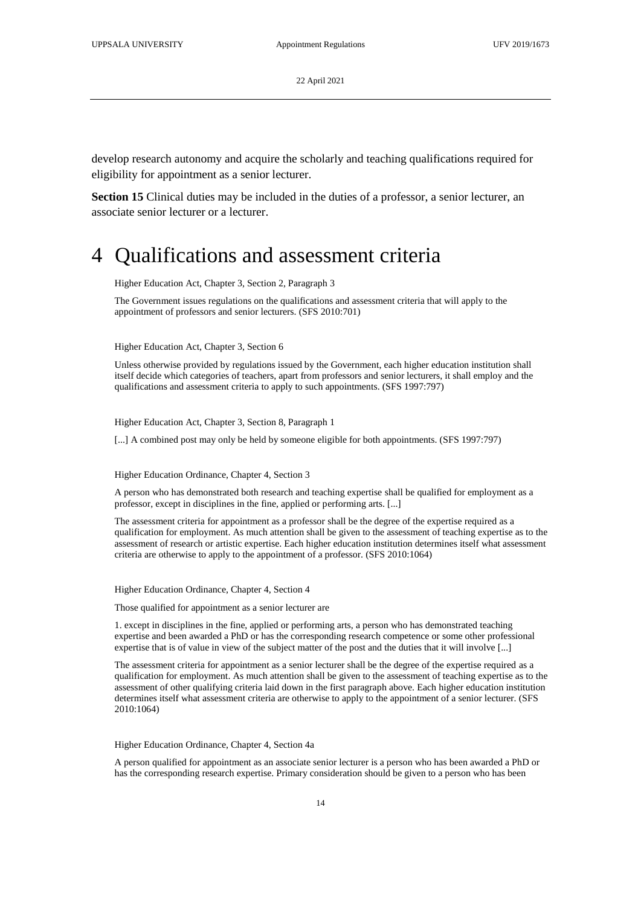develop research autonomy and acquire the scholarly and teaching qualifications required for eligibility for appointment as a senior lecturer.

**Section 15** Clinical duties may be included in the duties of a professor, a senior lecturer, an associate senior lecturer or a lecturer.

# 4 Qualifications and assessment criteria

Higher Education Act, Chapter 3, Section 2, Paragraph 3

The Government issues regulations on the qualifications and assessment criteria that will apply to the appointment of professors and senior lecturers. (SFS 2010:701)

Higher Education Act, Chapter 3, Section 6

Unless otherwise provided by regulations issued by the Government, each higher education institution shall itself decide which categories of teachers, apart from professors and senior lecturers, it shall employ and the qualifications and assessment criteria to apply to such appointments. (SFS 1997:797)

Higher Education Act, Chapter 3, Section 8, Paragraph 1

[...] A combined post may only be held by someone eligible for both appointments. (SFS 1997:797)

Higher Education Ordinance, Chapter 4, Section 3

A person who has demonstrated both research and teaching expertise shall be qualified for employment as a professor, except in disciplines in the fine, applied or performing arts. [...]

The assessment criteria for appointment as a professor shall be the degree of the expertise required as a qualification for employment. As much attention shall be given to the assessment of teaching expertise as to the assessment of research or artistic expertise. Each higher education institution determines itself what assessment criteria are otherwise to apply to the appointment of a professor. (SFS 2010:1064)

Higher Education Ordinance, Chapter 4, Section 4

Those qualified for appointment as a senior lecturer are

1. except in disciplines in the fine, applied or performing arts, a person who has demonstrated teaching expertise and been awarded a PhD or has the corresponding research competence or some other professional expertise that is of value in view of the subject matter of the post and the duties that it will involve [...]

The assessment criteria for appointment as a senior lecturer shall be the degree of the expertise required as a qualification for employment. As much attention shall be given to the assessment of teaching expertise as to the assessment of other qualifying criteria laid down in the first paragraph above. Each higher education institution determines itself what assessment criteria are otherwise to apply to the appointment of a senior lecturer. (SFS 2010:1064)

Higher Education Ordinance, Chapter 4, Section 4a

A person qualified for appointment as an associate senior lecturer is a person who has been awarded a PhD or has the corresponding research expertise. Primary consideration should be given to a person who has been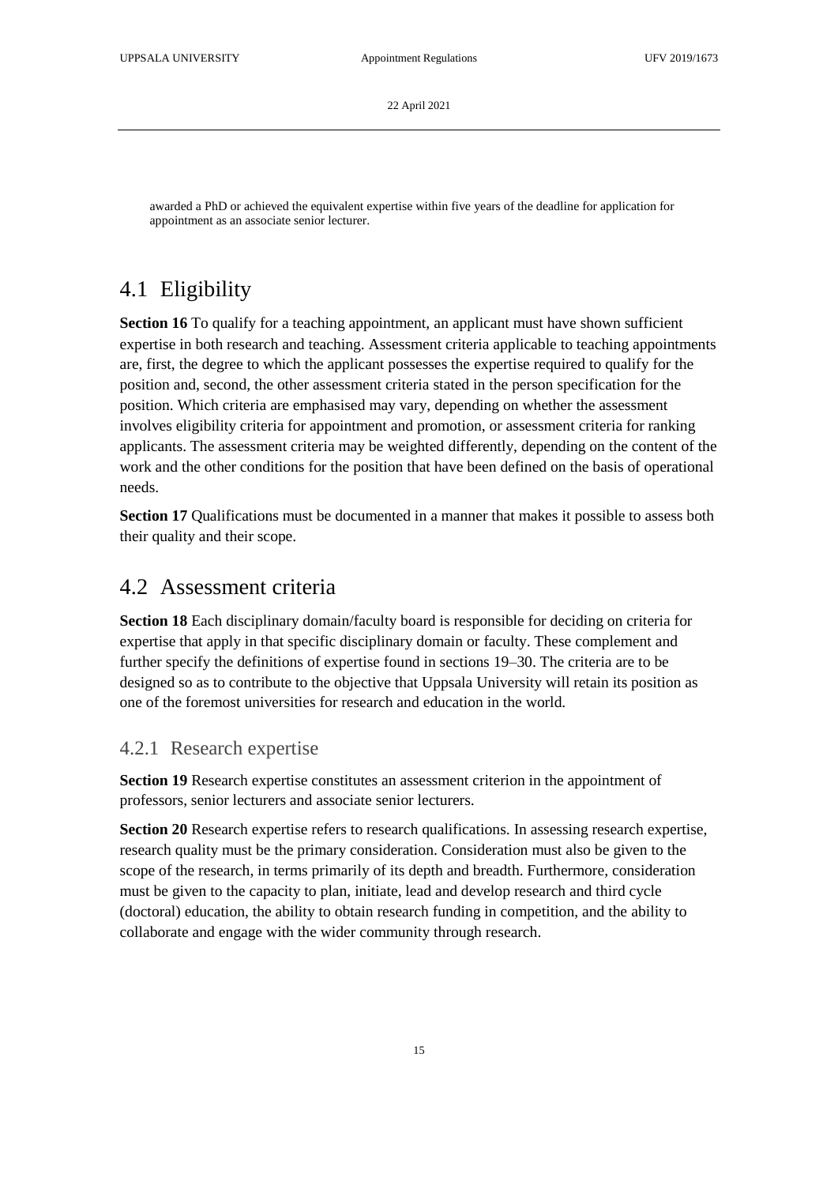awarded a PhD or achieved the equivalent expertise within five years of the deadline for application for appointment as an associate senior lecturer.

## 4.1 Eligibility

**Section 16** To qualify for a teaching appointment, an applicant must have shown sufficient expertise in both research and teaching. Assessment criteria applicable to teaching appointments are, first, the degree to which the applicant possesses the expertise required to qualify for the position and, second, the other assessment criteria stated in the person specification for the position. Which criteria are emphasised may vary, depending on whether the assessment involves eligibility criteria for appointment and promotion, or assessment criteria for ranking applicants. The assessment criteria may be weighted differently, depending on the content of the work and the other conditions for the position that have been defined on the basis of operational needs.

**Section 17** Qualifications must be documented in a manner that makes it possible to assess both their quality and their scope.

## 4.2 Assessment criteria

**Section 18** Each disciplinary domain/faculty board is responsible for deciding on criteria for expertise that apply in that specific disciplinary domain or faculty. These complement and further specify the definitions of expertise found in sections 19–30. The criteria are to be designed so as to contribute to the objective that Uppsala University will retain its position as one of the foremost universities for research and education in the world.

### 4.2.1 Research expertise

**Section 19** Research expertise constitutes an assessment criterion in the appointment of professors, senior lecturers and associate senior lecturers.

**Section 20** Research expertise refers to research qualifications. In assessing research expertise, research quality must be the primary consideration. Consideration must also be given to the scope of the research, in terms primarily of its depth and breadth. Furthermore, consideration must be given to the capacity to plan, initiate, lead and develop research and third cycle (doctoral) education, the ability to obtain research funding in competition, and the ability to collaborate and engage with the wider community through research.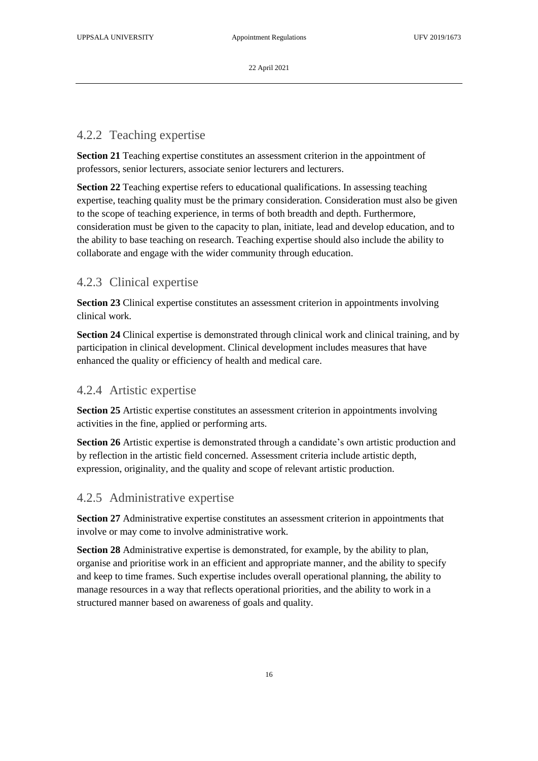### 4.2.2 Teaching expertise

**Section 21** Teaching expertise constitutes an assessment criterion in the appointment of professors, senior lecturers, associate senior lecturers and lecturers.

**Section 22** Teaching expertise refers to educational qualifications. In assessing teaching expertise, teaching quality must be the primary consideration. Consideration must also be given to the scope of teaching experience, in terms of both breadth and depth. Furthermore, consideration must be given to the capacity to plan, initiate, lead and develop education, and to the ability to base teaching on research. Teaching expertise should also include the ability to collaborate and engage with the wider community through education.

### 4.2.3 Clinical expertise

**Section 23** Clinical expertise constitutes an assessment criterion in appointments involving clinical work.

**Section 24** Clinical expertise is demonstrated through clinical work and clinical training, and by participation in clinical development. Clinical development includes measures that have enhanced the quality or efficiency of health and medical care.

### 4.2.4 Artistic expertise

**Section 25** Artistic expertise constitutes an assessment criterion in appointments involving activities in the fine, applied or performing arts.

**Section 26** Artistic expertise is demonstrated through a candidate's own artistic production and by reflection in the artistic field concerned. Assessment criteria include artistic depth, expression, originality, and the quality and scope of relevant artistic production.

### 4.2.5 Administrative expertise

**Section 27** Administrative expertise constitutes an assessment criterion in appointments that involve or may come to involve administrative work.

**Section 28** Administrative expertise is demonstrated, for example, by the ability to plan, organise and prioritise work in an efficient and appropriate manner, and the ability to specify and keep to time frames. Such expertise includes overall operational planning, the ability to manage resources in a way that reflects operational priorities, and the ability to work in a structured manner based on awareness of goals and quality.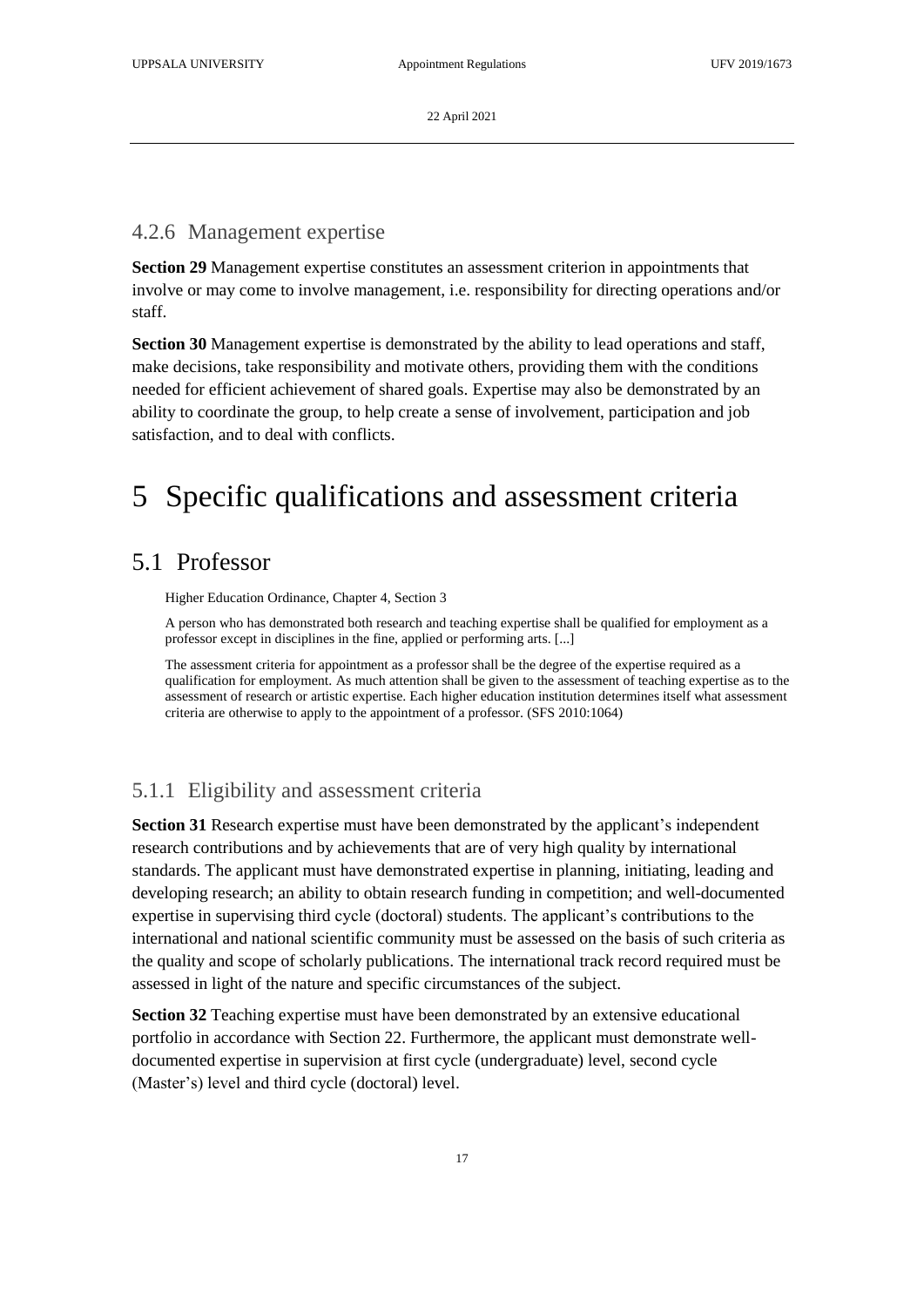### 4.2.6 Management expertise

**Section 29** Management expertise constitutes an assessment criterion in appointments that involve or may come to involve management, i.e. responsibility for directing operations and/or staff.

**Section 30** Management expertise is demonstrated by the ability to lead operations and staff, make decisions, take responsibility and motivate others, providing them with the conditions needed for efficient achievement of shared goals. Expertise may also be demonstrated by an ability to coordinate the group, to help create a sense of involvement, participation and job satisfaction, and to deal with conflicts.

# 5 Specific qualifications and assessment criteria

## 5.1 Professor

Higher Education Ordinance, Chapter 4, Section 3

A person who has demonstrated both research and teaching expertise shall be qualified for employment as a professor except in disciplines in the fine, applied or performing arts. [...]

The assessment criteria for appointment as a professor shall be the degree of the expertise required as a qualification for employment. As much attention shall be given to the assessment of teaching expertise as to the assessment of research or artistic expertise. Each higher education institution determines itself what assessment criteria are otherwise to apply to the appointment of a professor. (SFS 2010:1064)

### 5.1.1 Eligibility and assessment criteria

**Section 31** Research expertise must have been demonstrated by the applicant's independent research contributions and by achievements that are of very high quality by international standards. The applicant must have demonstrated expertise in planning, initiating, leading and developing research; an ability to obtain research funding in competition; and well-documented expertise in supervising third cycle (doctoral) students. The applicant's contributions to the international and national scientific community must be assessed on the basis of such criteria as the quality and scope of scholarly publications. The international track record required must be assessed in light of the nature and specific circumstances of the subject.

**Section 32** Teaching expertise must have been demonstrated by an extensive educational portfolio in accordance with Section 22. Furthermore, the applicant must demonstrate well-documented expertise in supervision at first cycle (undergraduate) level, second cycle (Master's) level and third cycle (doctoral) level.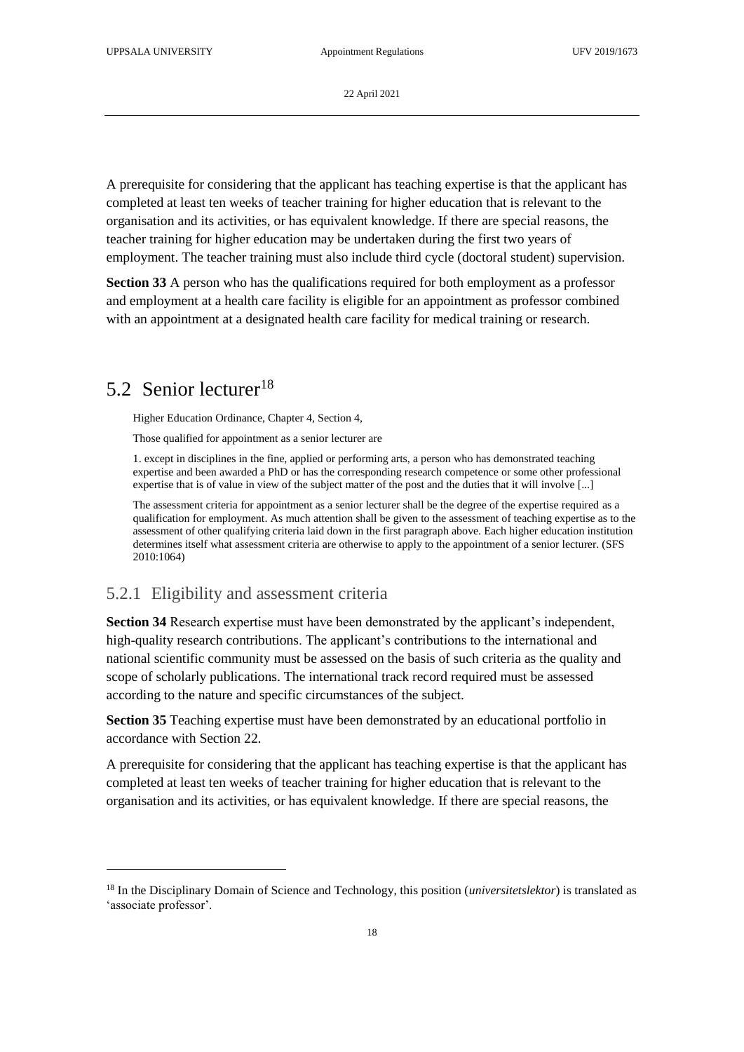A prerequisite for considering that the applicant has teaching expertise is that the applicant has completed at least ten weeks of teacher training for higher education that is relevant to the organisation and its activities, or has equivalent knowledge. If there are special reasons, the teacher training for higher education may be undertaken during the first two years of employment. The teacher training must also include third cycle (doctoral student) supervision.

**Section 33** A person who has the qualifications required for both employment as a professor and employment at a health care facility is eligible for an appointment as professor combined with an appointment at a designated health care facility for medical training or research.

## 5.2 Senior lecturer[18]

> Higher Education Ordinance, Chapter 4, Section 4,
>
> Those qualified for appointment as a senior lecturer are
>
> 1. except in disciplines in the fine, applied or performing arts, a person who has demonstrated teaching expertise and been awarded a PhD or has the corresponding research competence or some other professional expertise that is of value in view of the subject matter of the post and the duties that it will involve [...]
>
> The assessment criteria for appointment as a senior lecturer shall be the degree of the expertise required as a qualification for employment. As much attention shall be given to the assessment of teaching expertise as to the assessment of other qualifying criteria laid down in the first paragraph above. Each higher education institution determines itself what assessment criteria are otherwise to apply to the appointment of a senior lecturer. (SFS 2010:1064)

### 5.2.1 Eligibility and assessment criteria

**Section 34** Research expertise must have been demonstrated by the applicant's independent, high-quality research contributions. The applicant's contributions to the international and national scientific community must be assessed on the basis of such criteria as the quality and scope of scholarly publications. The international track record required must be assessed according to the nature and specific circumstances of the subject.

**Section 35** Teaching expertise must have been demonstrated by an educational portfolio in accordance with Section 22.

A prerequisite for considering that the applicant has teaching expertise is that the applicant has completed at least ten weeks of teacher training for higher education that is relevant to the organisation and its activities, or has equivalent knowledge. If there are special reasons, the

[18] In the Disciplinary Domain of Science and Technology, this position (*universitetslektor*) is translated as 'associate professor'.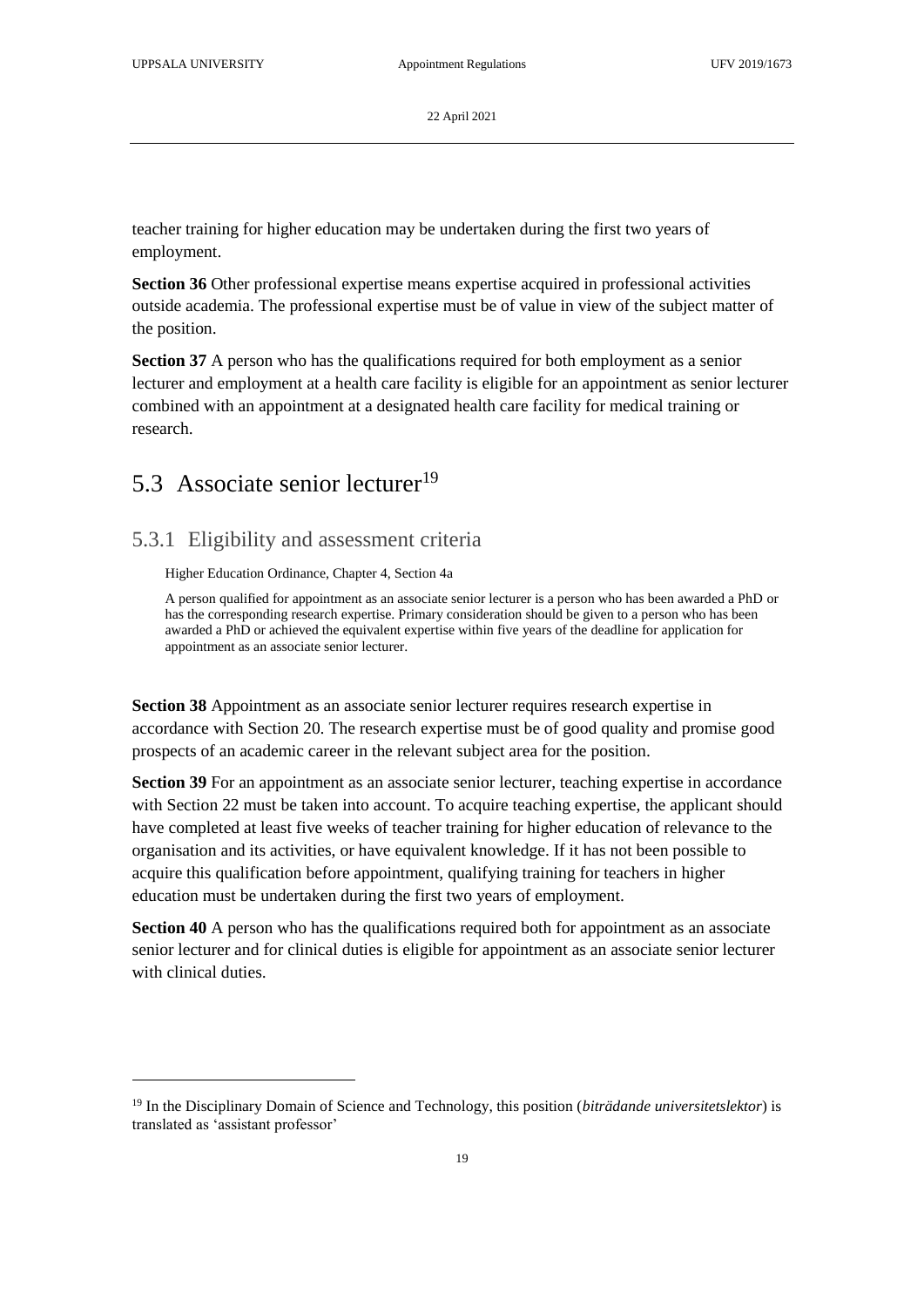teacher training for higher education may be undertaken during the first two years of employment.

**Section 36** Other professional expertise means expertise acquired in professional activities outside academia. The professional expertise must be of value in view of the subject matter of the position.

**Section 37** A person who has the qualifications required for both employment as a senior lecturer and employment at a health care facility is eligible for an appointment as senior lecturer combined with an appointment at a designated health care facility for medical training or research.

## 5.3 Associate senior lecturer[19]

### 5.3.1 Eligibility and assessment criteria

Higher Education Ordinance, Chapter 4, Section 4a

A person qualified for appointment as an associate senior lecturer is a person who has been awarded a PhD or has the corresponding research expertise. Primary consideration should be given to a person who has been awarded a PhD or achieved the equivalent expertise within five years of the deadline for application for appointment as an associate senior lecturer.

**Section 38** Appointment as an associate senior lecturer requires research expertise in accordance with Section 20. The research expertise must be of good quality and promise good prospects of an academic career in the relevant subject area for the position.

**Section 39** For an appointment as an associate senior lecturer, teaching expertise in accordance with Section 22 must be taken into account. To acquire teaching expertise, the applicant should have completed at least five weeks of teacher training for higher education of relevance to the organisation and its activities, or have equivalent knowledge. If it has not been possible to acquire this qualification before appointment, qualifying training for teachers in higher education must be undertaken during the first two years of employment.

**Section 40** A person who has the qualifications required both for appointment as an associate senior lecturer and for clinical duties is eligible for appointment as an associate senior lecturer with clinical duties.

---

[19] In the Disciplinary Domain of Science and Technology, this position (*biträdande universitetslektor*) is translated as 'assistant professor'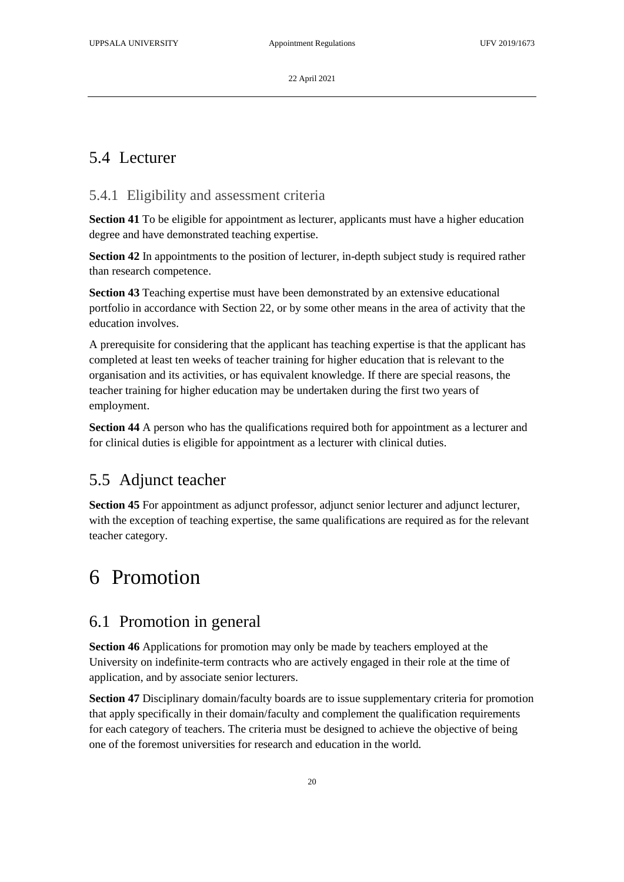## 5.4 Lecturer

### 5.4.1 Eligibility and assessment criteria

**Section 41** To be eligible for appointment as lecturer, applicants must have a higher education degree and have demonstrated teaching expertise.

**Section 42** In appointments to the position of lecturer, in-depth subject study is required rather than research competence.

**Section 43** Teaching expertise must have been demonstrated by an extensive educational portfolio in accordance with Section 22, or by some other means in the area of activity that the education involves.

A prerequisite for considering that the applicant has teaching expertise is that the applicant has completed at least ten weeks of teacher training for higher education that is relevant to the organisation and its activities, or has equivalent knowledge. If there are special reasons, the teacher training for higher education may be undertaken during the first two years of employment.

**Section 44** A person who has the qualifications required both for appointment as a lecturer and for clinical duties is eligible for appointment as a lecturer with clinical duties.

## 5.5 Adjunct teacher

**Section 45** For appointment as adjunct professor, adjunct senior lecturer and adjunct lecturer, with the exception of teaching expertise, the same qualifications are required as for the relevant teacher category.

# 6 Promotion

## 6.1 Promotion in general

**Section 46** Applications for promotion may only be made by teachers employed at the University on indefinite-term contracts who are actively engaged in their role at the time of application, and by associate senior lecturers.

**Section 47** Disciplinary domain/faculty boards are to issue supplementary criteria for promotion that apply specifically in their domain/faculty and complement the qualification requirements for each category of teachers. The criteria must be designed to achieve the objective of being one of the foremost universities for research and education in the world.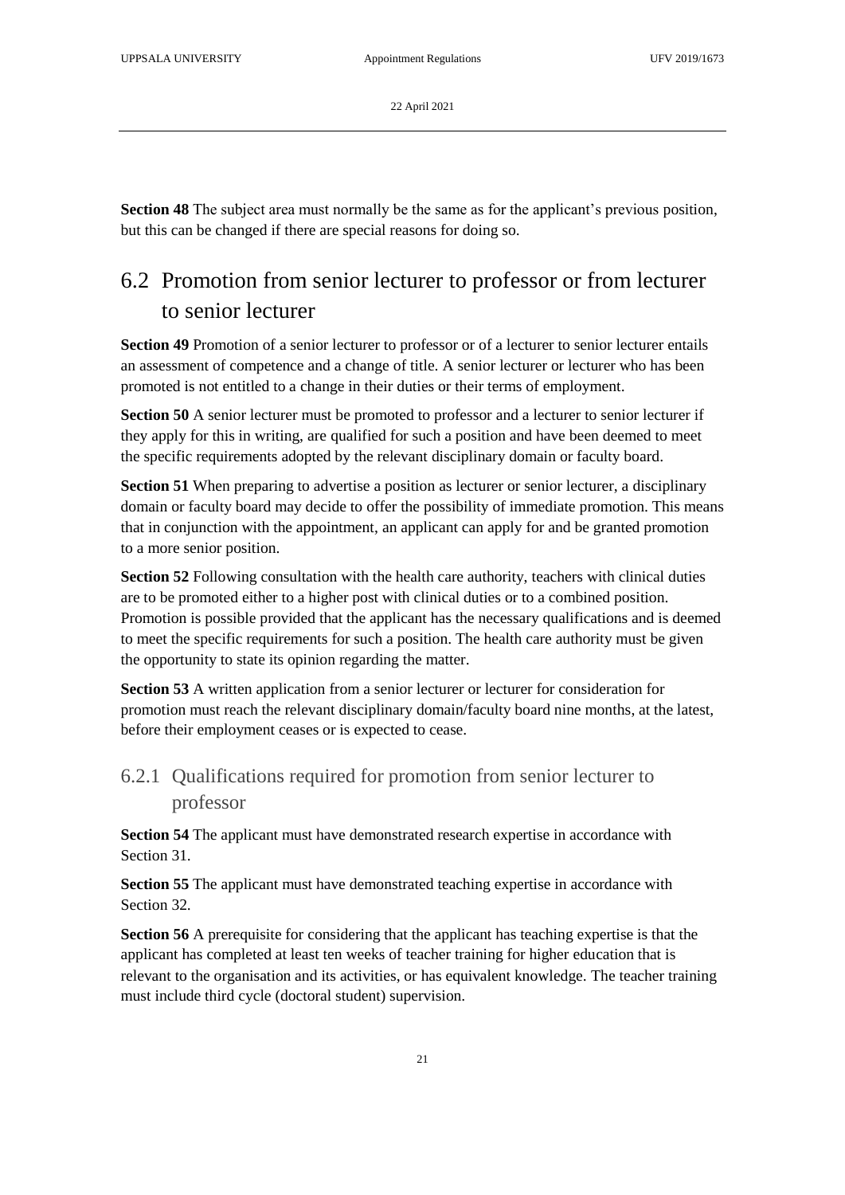**Section 48** The subject area must normally be the same as for the applicant's previous position, but this can be changed if there are special reasons for doing so.

## 6.2 Promotion from senior lecturer to professor or from lecturer to senior lecturer

**Section 49** Promotion of a senior lecturer to professor or of a lecturer to senior lecturer entails an assessment of competence and a change of title. A senior lecturer or lecturer who has been promoted is not entitled to a change in their duties or their terms of employment.

**Section 50** A senior lecturer must be promoted to professor and a lecturer to senior lecturer if they apply for this in writing, are qualified for such a position and have been deemed to meet the specific requirements adopted by the relevant disciplinary domain or faculty board.

**Section 51** When preparing to advertise a position as lecturer or senior lecturer, a disciplinary domain or faculty board may decide to offer the possibility of immediate promotion. This means that in conjunction with the appointment, an applicant can apply for and be granted promotion to a more senior position.

**Section 52** Following consultation with the health care authority, teachers with clinical duties are to be promoted either to a higher post with clinical duties or to a combined position. Promotion is possible provided that the applicant has the necessary qualifications and is deemed to meet the specific requirements for such a position. The health care authority must be given the opportunity to state its opinion regarding the matter.

**Section 53** A written application from a senior lecturer or lecturer for consideration for promotion must reach the relevant disciplinary domain/faculty board nine months, at the latest, before their employment ceases or is expected to cease.

### 6.2.1 Qualifications required for promotion from senior lecturer to professor

**Section 54** The applicant must have demonstrated research expertise in accordance with Section 31.

**Section 55** The applicant must have demonstrated teaching expertise in accordance with Section 32.

**Section 56** A prerequisite for considering that the applicant has teaching expertise is that the applicant has completed at least ten weeks of teacher training for higher education that is relevant to the organisation and its activities, or has equivalent knowledge. The teacher training must include third cycle (doctoral student) supervision.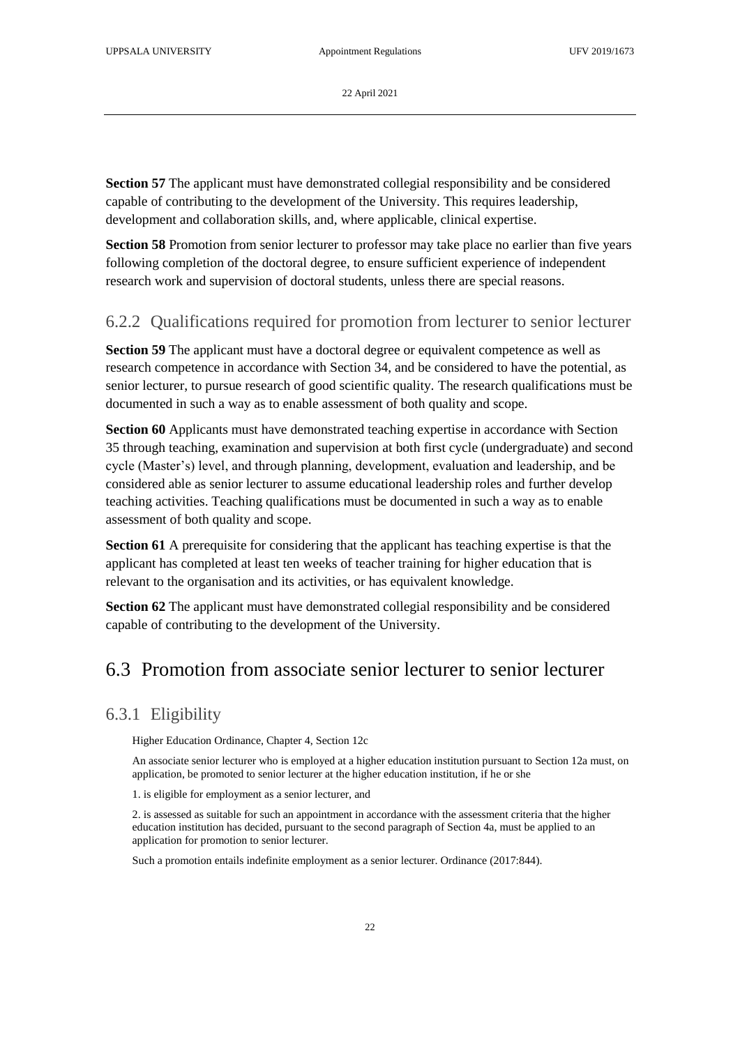**Section 57** The applicant must have demonstrated collegial responsibility and be considered capable of contributing to the development of the University. This requires leadership, development and collaboration skills, and, where applicable, clinical expertise.

**Section 58** Promotion from senior lecturer to professor may take place no earlier than five years following completion of the doctoral degree, to ensure sufficient experience of independent research work and supervision of doctoral students, unless there are special reasons.

### 6.2.2 Qualifications required for promotion from lecturer to senior lecturer

**Section 59** The applicant must have a doctoral degree or equivalent competence as well as research competence in accordance with Section 34, and be considered to have the potential, as senior lecturer, to pursue research of good scientific quality. The research qualifications must be documented in such a way as to enable assessment of both quality and scope.

**Section 60** Applicants must have demonstrated teaching expertise in accordance with Section 35 through teaching, examination and supervision at both first cycle (undergraduate) and second cycle (Master's) level, and through planning, development, evaluation and leadership, and be considered able as senior lecturer to assume educational leadership roles and further develop teaching activities. Teaching qualifications must be documented in such a way as to enable assessment of both quality and scope.

**Section 61** A prerequisite for considering that the applicant has teaching expertise is that the applicant has completed at least ten weeks of teacher training for higher education that is relevant to the organisation and its activities, or has equivalent knowledge.

**Section 62** The applicant must have demonstrated collegial responsibility and be considered capable of contributing to the development of the University.

## 6.3 Promotion from associate senior lecturer to senior lecturer

### 6.3.1 Eligibility

Higher Education Ordinance, Chapter 4, Section 12c

An associate senior lecturer who is employed at a higher education institution pursuant to Section 12a must, on application, be promoted to senior lecturer at the higher education institution, if he or she

1. is eligible for employment as a senior lecturer, and

2. is assessed as suitable for such an appointment in accordance with the assessment criteria that the higher education institution has decided, pursuant to the second paragraph of Section 4a, must be applied to an application for promotion to senior lecturer.

Such a promotion entails indefinite employment as a senior lecturer. Ordinance (2017:844).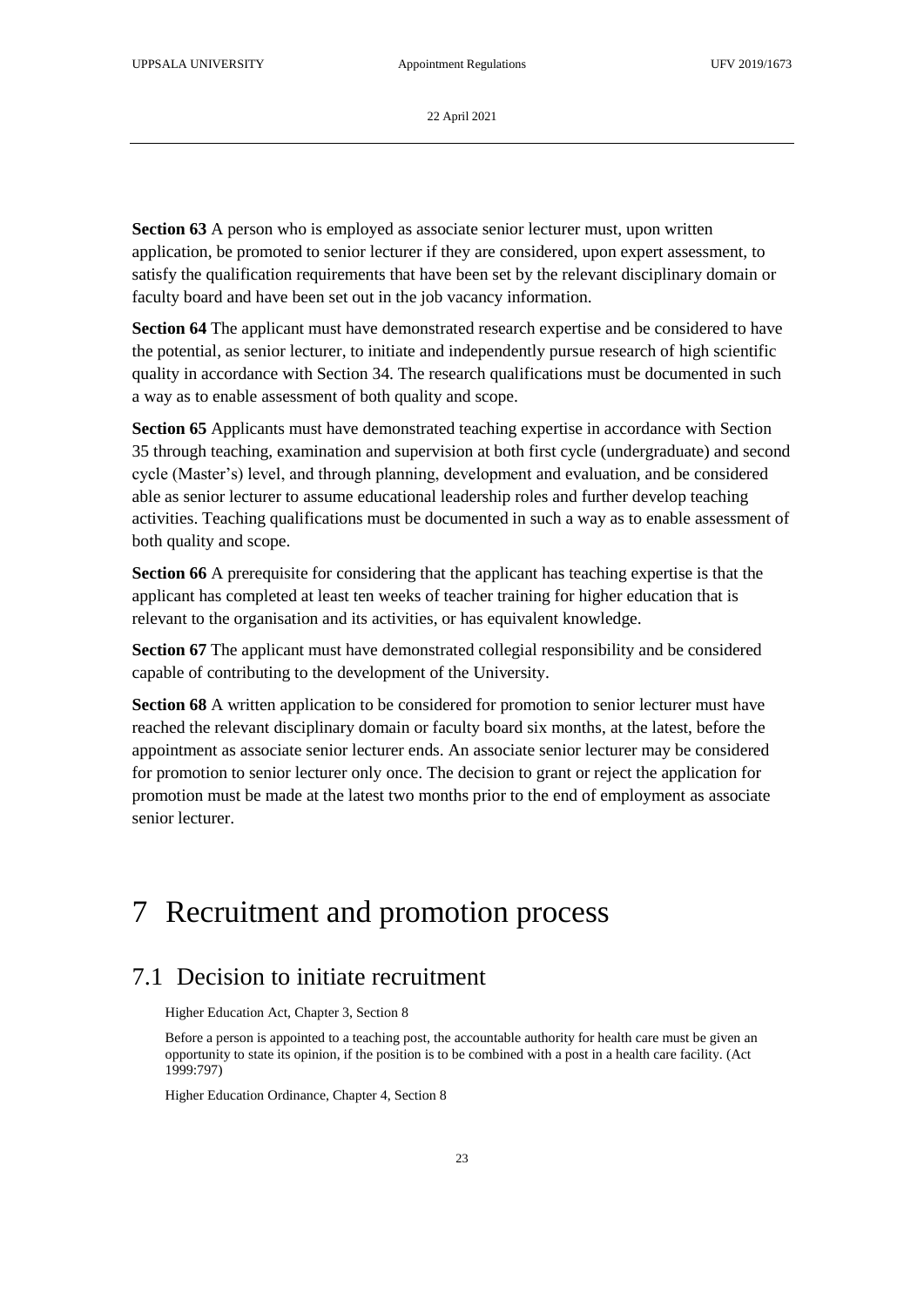**Section 63** A person who is employed as associate senior lecturer must, upon written application, be promoted to senior lecturer if they are considered, upon expert assessment, to satisfy the qualification requirements that have been set by the relevant disciplinary domain or faculty board and have been set out in the job vacancy information.

**Section 64** The applicant must have demonstrated research expertise and be considered to have the potential, as senior lecturer, to initiate and independently pursue research of high scientific quality in accordance with Section 34. The research qualifications must be documented in such a way as to enable assessment of both quality and scope.

**Section 65** Applicants must have demonstrated teaching expertise in accordance with Section 35 through teaching, examination and supervision at both first cycle (undergraduate) and second cycle (Master's) level, and through planning, development and evaluation, and be considered able as senior lecturer to assume educational leadership roles and further develop teaching activities. Teaching qualifications must be documented in such a way as to enable assessment of both quality and scope.

**Section 66** A prerequisite for considering that the applicant has teaching expertise is that the applicant has completed at least ten weeks of teacher training for higher education that is relevant to the organisation and its activities, or has equivalent knowledge.

**Section 67** The applicant must have demonstrated collegial responsibility and be considered capable of contributing to the development of the University.

**Section 68** A written application to be considered for promotion to senior lecturer must have reached the relevant disciplinary domain or faculty board six months, at the latest, before the appointment as associate senior lecturer ends. An associate senior lecturer may be considered for promotion to senior lecturer only once. The decision to grant or reject the application for promotion must be made at the latest two months prior to the end of employment as associate senior lecturer.

# 7 Recruitment and promotion process

## 7.1 Decision to initiate recruitment

Higher Education Act, Chapter 3, Section 8

Before a person is appointed to a teaching post, the accountable authority for health care must be given an opportunity to state its opinion, if the position is to be combined with a post in a health care facility. (Act 1999:797)

Higher Education Ordinance, Chapter 4, Section 8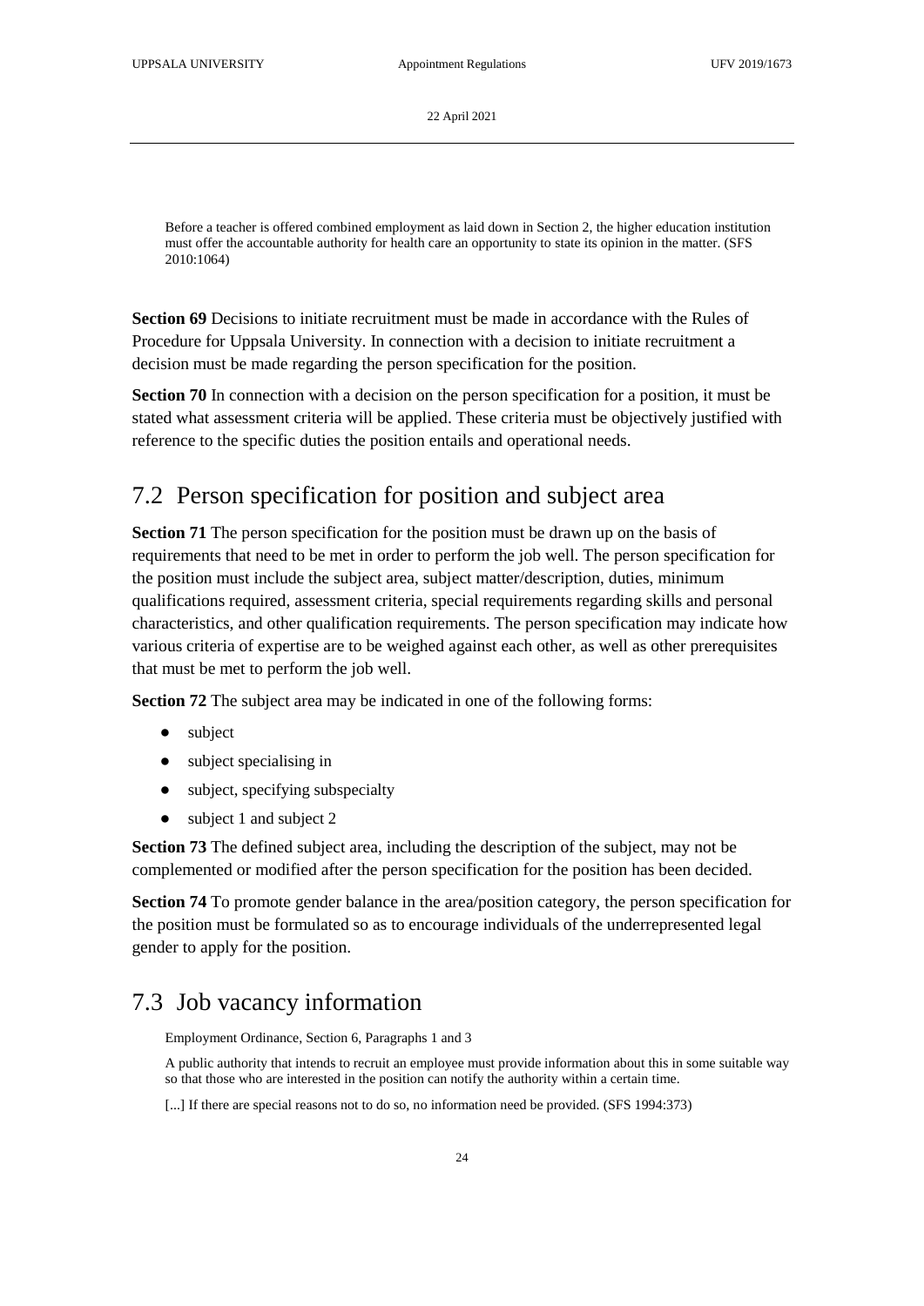Before a teacher is offered combined employment as laid down in Section 2, the higher education institution must offer the accountable authority for health care an opportunity to state its opinion in the matter. (SFS 2010:1064)

**Section 69** Decisions to initiate recruitment must be made in accordance with the Rules of Procedure for Uppsala University. In connection with a decision to initiate recruitment a decision must be made regarding the person specification for the position.

**Section 70** In connection with a decision on the person specification for a position, it must be stated what assessment criteria will be applied. These criteria must be objectively justified with reference to the specific duties the position entails and operational needs.

## 7.2 Person specification for position and subject area

**Section 71** The person specification for the position must be drawn up on the basis of requirements that need to be met in order to perform the job well. The person specification for the position must include the subject area, subject matter/description, duties, minimum qualifications required, assessment criteria, special requirements regarding skills and personal characteristics, and other qualification requirements. The person specification may indicate how various criteria of expertise are to be weighed against each other, as well as other prerequisites that must be met to perform the job well.

**Section 72** The subject area may be indicated in one of the following forms:

- subject
- subject specialising in
- subject, specifying subspecialty
- subject 1 and subject 2

**Section 73** The defined subject area, including the description of the subject, may not be complemented or modified after the person specification for the position has been decided.

**Section 74** To promote gender balance in the area/position category, the person specification for the position must be formulated so as to encourage individuals of the underrepresented legal gender to apply for the position.

## 7.3 Job vacancy information

Employment Ordinance, Section 6, Paragraphs 1 and 3

A public authority that intends to recruit an employee must provide information about this in some suitable way so that those who are interested in the position can notify the authority within a certain time.

[...] If there are special reasons not to do so, no information need be provided. (SFS 1994:373)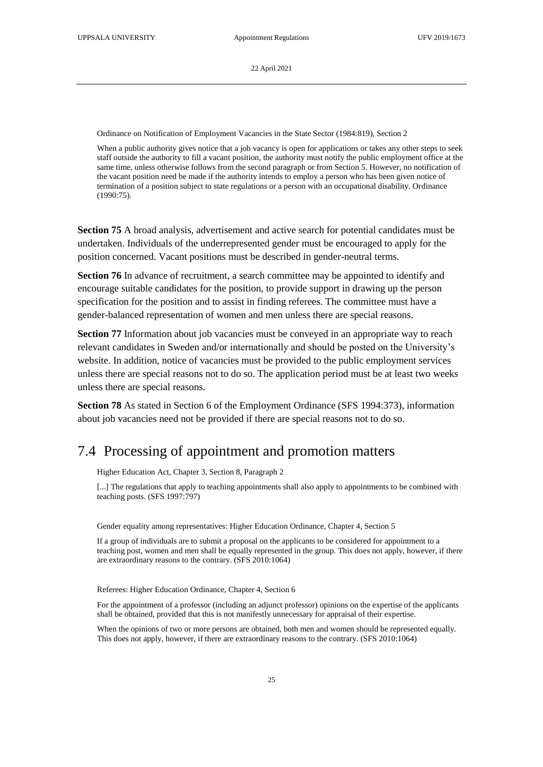Ordinance on Notification of Employment Vacancies in the State Sector (1984:819), Section 2

When a public authority gives notice that a job vacancy is open for applications or takes any other steps to seek staff outside the authority to fill a vacant position, the authority must notify the public employment office at the same time, unless otherwise follows from the second paragraph or from Section 5. However, no notification of the vacant position need be made if the authority intends to employ a person who has been given notice of termination of a position subject to state regulations or a person with an occupational disability. Ordinance (1990:75).

**Section 75** A broad analysis, advertisement and active search for potential candidates must be undertaken. Individuals of the underrepresented gender must be encouraged to apply for the position concerned. Vacant positions must be described in gender-neutral terms.

**Section 76** In advance of recruitment, a search committee may be appointed to identify and encourage suitable candidates for the position, to provide support in drawing up the person specification for the position and to assist in finding referees. The committee must have a gender-balanced representation of women and men unless there are special reasons.

**Section 77** Information about job vacancies must be conveyed in an appropriate way to reach relevant candidates in Sweden and/or internationally and should be posted on the University's website. In addition, notice of vacancies must be provided to the public employment services unless there are special reasons not to do so. The application period must be at least two weeks unless there are special reasons.

**Section 78** As stated in Section 6 of the Employment Ordinance (SFS 1994:373), information about job vacancies need not be provided if there are special reasons not to do so.

## 7.4 Processing of appointment and promotion matters

Higher Education Act, Chapter 3, Section 8, Paragraph 2

[...] The regulations that apply to teaching appointments shall also apply to appointments to be combined with teaching posts. (SFS 1997:797)

Gender equality among representatives: Higher Education Ordinance, Chapter 4, Section 5

If a group of individuals are to submit a proposal on the applicants to be considered for appointment to a teaching post, women and men shall be equally represented in the group. This does not apply, however, if there are extraordinary reasons to the contrary. (SFS 2010:1064)

Referees: Higher Education Ordinance, Chapter 4, Section 6

For the appointment of a professor (including an adjunct professor) opinions on the expertise of the applicants shall be obtained, provided that this is not manifestly unnecessary for appraisal of their expertise.

When the opinions of two or more persons are obtained, both men and women should be represented equally. This does not apply, however, if there are extraordinary reasons to the contrary. (SFS 2010:1064)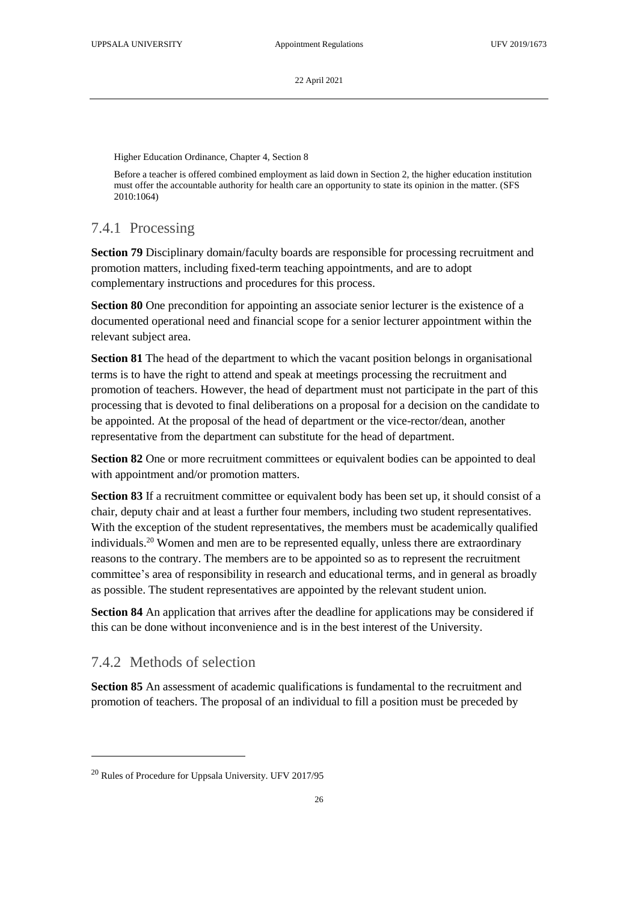Higher Education Ordinance, Chapter 4, Section 8

Before a teacher is offered combined employment as laid down in Section 2, the higher education institution must offer the accountable authority for health care an opportunity to state its opinion in the matter. (SFS 2010:1064)

### 7.4.1 Processing

**Section 79** Disciplinary domain/faculty boards are responsible for processing recruitment and promotion matters, including fixed-term teaching appointments, and are to adopt complementary instructions and procedures for this process.

**Section 80** One precondition for appointing an associate senior lecturer is the existence of a documented operational need and financial scope for a senior lecturer appointment within the relevant subject area.

**Section 81** The head of the department to which the vacant position belongs in organisational terms is to have the right to attend and speak at meetings processing the recruitment and promotion of teachers. However, the head of department must not participate in the part of this processing that is devoted to final deliberations on a proposal for a decision on the candidate to be appointed. At the proposal of the head of department or the vice-rector/dean, another representative from the department can substitute for the head of department.

**Section 82** One or more recruitment committees or equivalent bodies can be appointed to deal with appointment and/or promotion matters.

**Section 83** If a recruitment committee or equivalent body has been set up, it should consist of a chair, deputy chair and at least a further four members, including two student representatives. With the exception of the student representatives, the members must be academically qualified individuals.[20] Women and men are to be represented equally, unless there are extraordinary reasons to the contrary. The members are to be appointed so as to represent the recruitment committee's area of responsibility in research and educational terms, and in general as broadly as possible. The student representatives are appointed by the relevant student union.

**Section 84** An application that arrives after the deadline for applications may be considered if this can be done without inconvenience and is in the best interest of the University.

### 7.4.2 Methods of selection

**Section 85** An assessment of academic qualifications is fundamental to the recruitment and promotion of teachers. The proposal of an individual to fill a position must be preceded by

[20] Rules of Procedure for Uppsala University. UFV 2017/95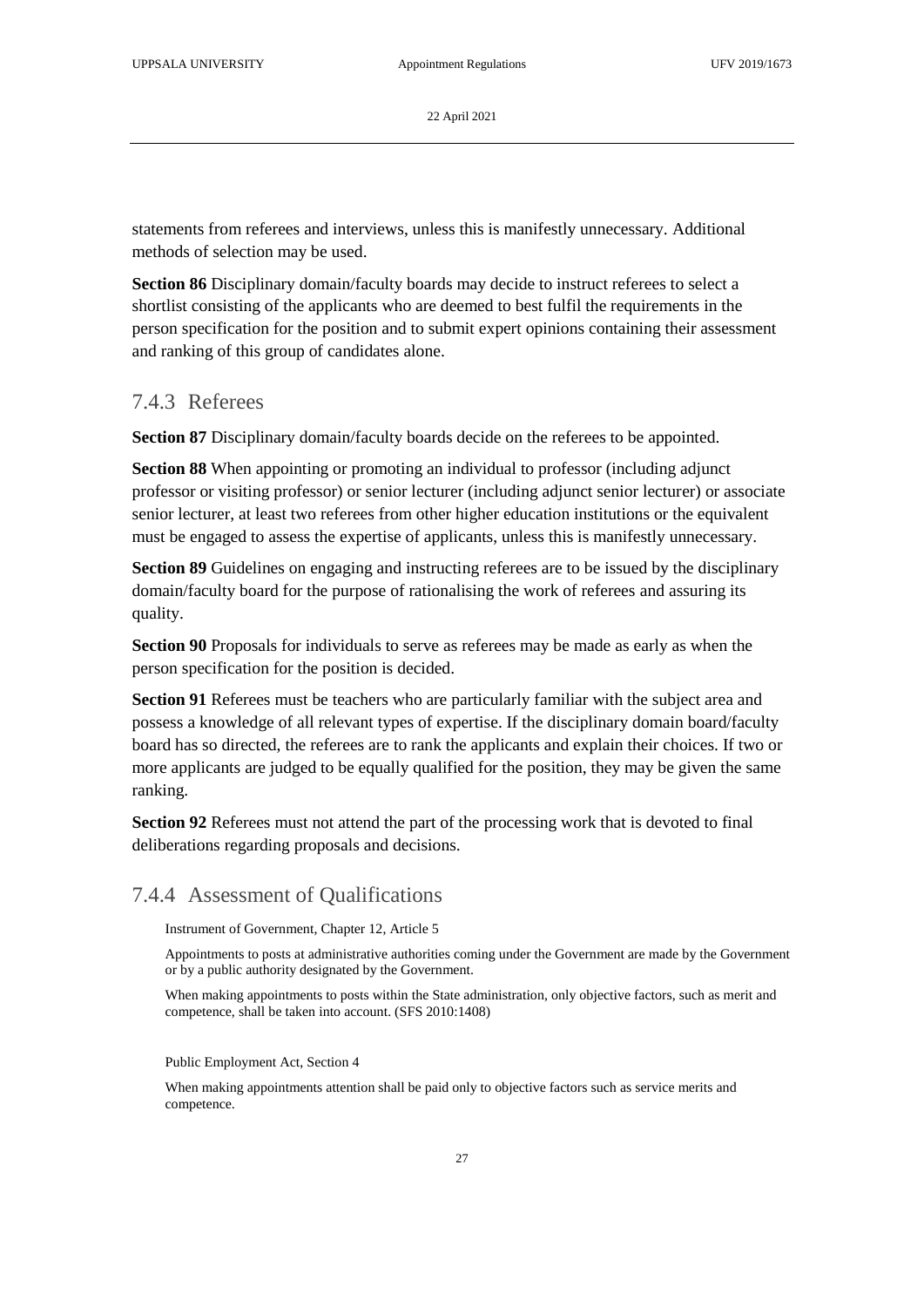statements from referees and interviews, unless this is manifestly unnecessary. Additional methods of selection may be used.

**Section 86** Disciplinary domain/faculty boards may decide to instruct referees to select a shortlist consisting of the applicants who are deemed to best fulfil the requirements in the person specification for the position and to submit expert opinions containing their assessment and ranking of this group of candidates alone.

### 7.4.3 Referees

**Section 87** Disciplinary domain/faculty boards decide on the referees to be appointed.

**Section 88** When appointing or promoting an individual to professor (including adjunct professor or visiting professor) or senior lecturer (including adjunct senior lecturer) or associate senior lecturer, at least two referees from other higher education institutions or the equivalent must be engaged to assess the expertise of applicants, unless this is manifestly unnecessary.

**Section 89** Guidelines on engaging and instructing referees are to be issued by the disciplinary domain/faculty board for the purpose of rationalising the work of referees and assuring its quality.

**Section 90** Proposals for individuals to serve as referees may be made as early as when the person specification for the position is decided.

**Section 91** Referees must be teachers who are particularly familiar with the subject area and possess a knowledge of all relevant types of expertise. If the disciplinary domain board/faculty board has so directed, the referees are to rank the applicants and explain their choices. If two or more applicants are judged to be equally qualified for the position, they may be given the same ranking.

**Section 92** Referees must not attend the part of the processing work that is devoted to final deliberations regarding proposals and decisions.

### 7.4.4 Assessment of Qualifications

Instrument of Government, Chapter 12, Article 5

Appointments to posts at administrative authorities coming under the Government are made by the Government or by a public authority designated by the Government.

When making appointments to posts within the State administration, only objective factors, such as merit and competence, shall be taken into account. (SFS 2010:1408)

Public Employment Act, Section 4

When making appointments attention shall be paid only to objective factors such as service merits and competence.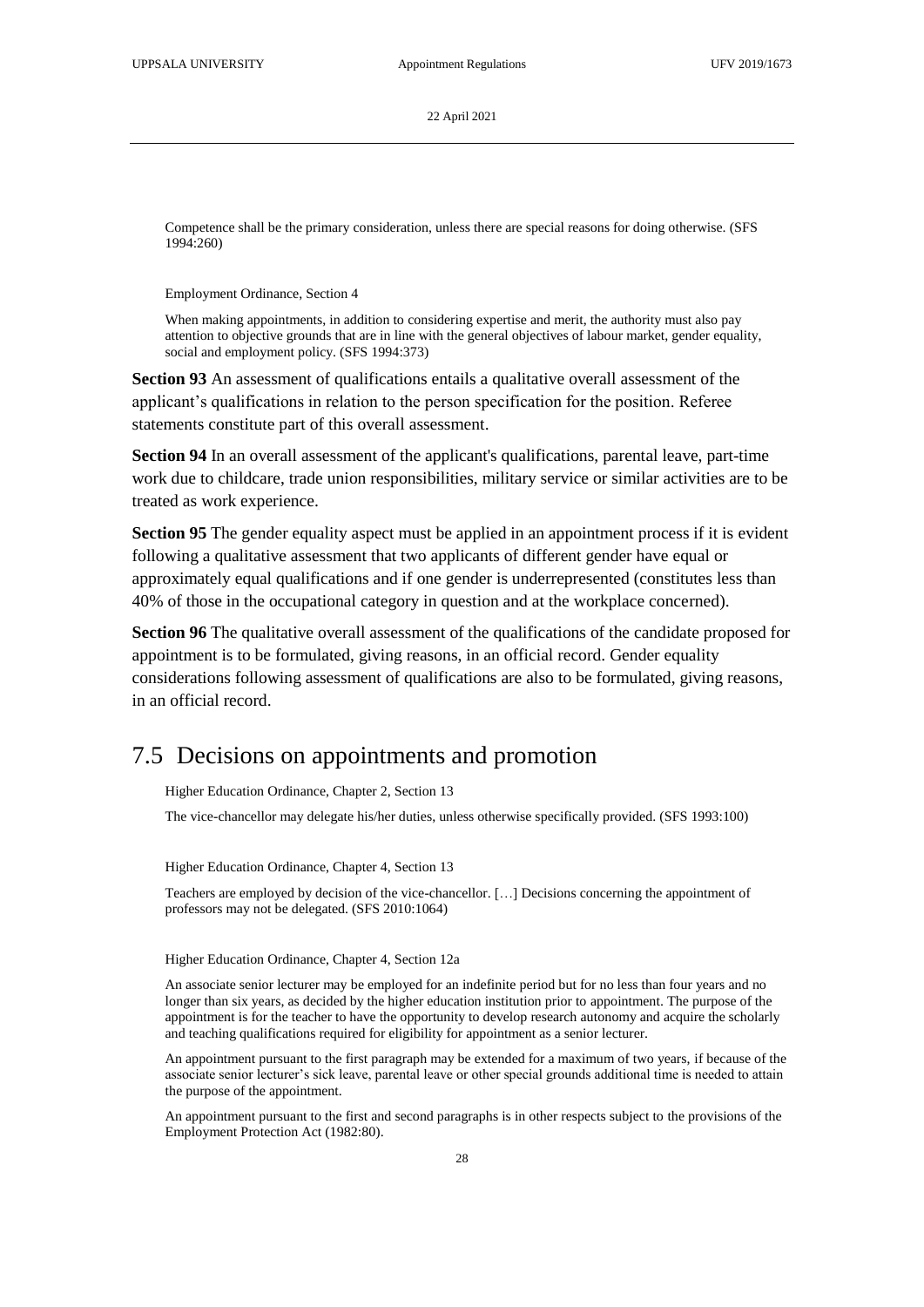Competence shall be the primary consideration, unless there are special reasons for doing otherwise. (SFS 1994:260)

Employment Ordinance, Section 4

When making appointments, in addition to considering expertise and merit, the authority must also pay attention to objective grounds that are in line with the general objectives of labour market, gender equality, social and employment policy. (SFS 1994:373)

**Section 93** An assessment of qualifications entails a qualitative overall assessment of the applicant's qualifications in relation to the person specification for the position. Referee statements constitute part of this overall assessment.

**Section 94** In an overall assessment of the applicant's qualifications, parental leave, part-time work due to childcare, trade union responsibilities, military service or similar activities are to be treated as work experience.

**Section 95** The gender equality aspect must be applied in an appointment process if it is evident following a qualitative assessment that two applicants of different gender have equal or approximately equal qualifications and if one gender is underrepresented (constitutes less than 40% of those in the occupational category in question and at the workplace concerned).

**Section 96** The qualitative overall assessment of the qualifications of the candidate proposed for appointment is to be formulated, giving reasons, in an official record. Gender equality considerations following assessment of qualifications are also to be formulated, giving reasons, in an official record.

## 7.5 Decisions on appointments and promotion

Higher Education Ordinance, Chapter 2, Section 13

The vice-chancellor may delegate his/her duties, unless otherwise specifically provided. (SFS 1993:100)

Higher Education Ordinance, Chapter 4, Section 13

Teachers are employed by decision of the vice-chancellor. […] Decisions concerning the appointment of professors may not be delegated. (SFS 2010:1064)

Higher Education Ordinance, Chapter 4, Section 12a

An associate senior lecturer may be employed for an indefinite period but for no less than four years and no longer than six years, as decided by the higher education institution prior to appointment. The purpose of the appointment is for the teacher to have the opportunity to develop research autonomy and acquire the scholarly and teaching qualifications required for eligibility for appointment as a senior lecturer.

An appointment pursuant to the first paragraph may be extended for a maximum of two years, if because of the associate senior lecturer's sick leave, parental leave or other special grounds additional time is needed to attain the purpose of the appointment.

An appointment pursuant to the first and second paragraphs is in other respects subject to the provisions of the Employment Protection Act (1982:80).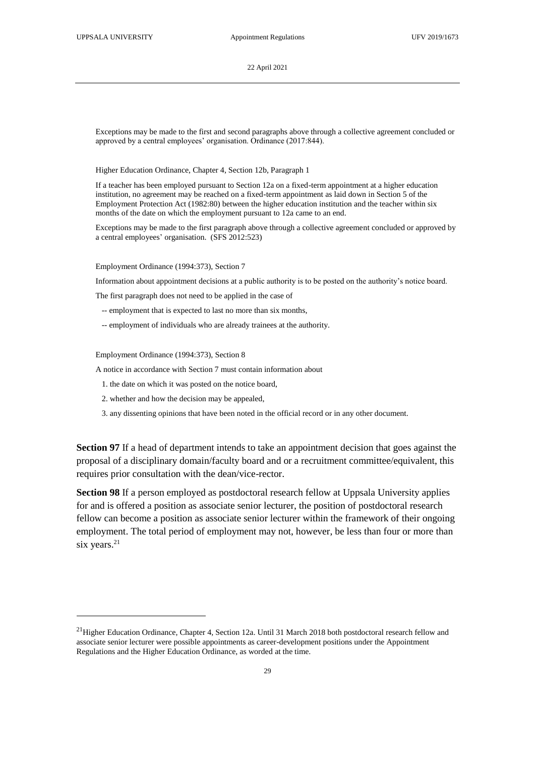Exceptions may be made to the first and second paragraphs above through a collective agreement concluded or approved by a central employees' organisation. Ordinance (2017:844).

Higher Education Ordinance, Chapter 4, Section 12b, Paragraph 1

If a teacher has been employed pursuant to Section 12a on a fixed-term appointment at a higher education institution, no agreement may be reached on a fixed-term appointment as laid down in Section 5 of the Employment Protection Act (1982:80) between the higher education institution and the teacher within six months of the date on which the employment pursuant to 12a came to an end.

Exceptions may be made to the first paragraph above through a collective agreement concluded or approved by a central employees' organisation. (SFS 2012:523)

Employment Ordinance (1994:373), Section 7

Information about appointment decisions at a public authority is to be posted on the authority's notice board.

The first paragraph does not need to be applied in the case of

-- employment that is expected to last no more than six months,

-- employment of individuals who are already trainees at the authority.

Employment Ordinance (1994:373), Section 8

A notice in accordance with Section 7 must contain information about

1. the date on which it was posted on the notice board,
2. whether and how the decision may be appealed,
3. any dissenting opinions that have been noted in the official record or in any other document.

**Section 97** If a head of department intends to take an appointment decision that goes against the proposal of a disciplinary domain/faculty board and or a recruitment committee/equivalent, this requires prior consultation with the dean/vice-rector.

**Section 98** If a person employed as postdoctoral research fellow at Uppsala University applies for and is offered a position as associate senior lecturer, the position of postdoctoral research fellow can become a position as associate senior lecturer within the framework of their ongoing employment. The total period of employment may not, however, be less than four or more than six years.[21]

[21] Higher Education Ordinance, Chapter 4, Section 12a. Until 31 March 2018 both postdoctoral research fellow and associate senior lecturer were possible appointments as career-development positions under the Appointment Regulations and the Higher Education Ordinance, as worded at the time.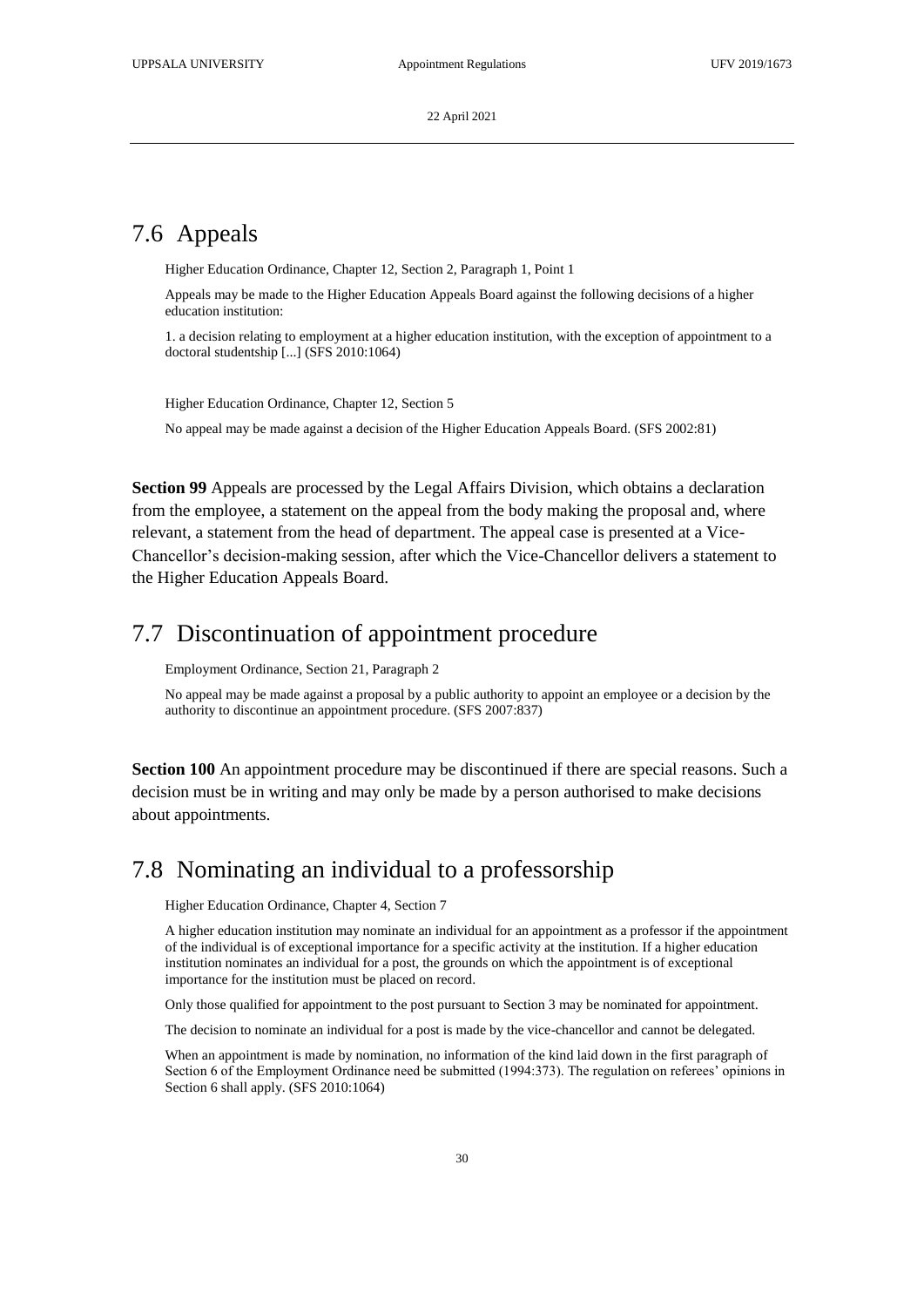## 7.6 Appeals

Higher Education Ordinance, Chapter 12, Section 2, Paragraph 1, Point 1

Appeals may be made to the Higher Education Appeals Board against the following decisions of a higher education institution:

1. a decision relating to employment at a higher education institution, with the exception of appointment to a doctoral studentship [...] (SFS 2010:1064)

Higher Education Ordinance, Chapter 12, Section 5

No appeal may be made against a decision of the Higher Education Appeals Board. (SFS 2002:81)

**Section 99** Appeals are processed by the Legal Affairs Division, which obtains a declaration from the employee, a statement on the appeal from the body making the proposal and, where relevant, a statement from the head of department. The appeal case is presented at a Vice-Chancellor's decision-making session, after which the Vice-Chancellor delivers a statement to the Higher Education Appeals Board.

## 7.7 Discontinuation of appointment procedure

Employment Ordinance, Section 21, Paragraph 2

No appeal may be made against a proposal by a public authority to appoint an employee or a decision by the authority to discontinue an appointment procedure. (SFS 2007:837)

**Section 100** An appointment procedure may be discontinued if there are special reasons. Such a decision must be in writing and may only be made by a person authorised to make decisions about appointments.

## 7.8 Nominating an individual to a professorship

Higher Education Ordinance, Chapter 4, Section 7

A higher education institution may nominate an individual for an appointment as a professor if the appointment of the individual is of exceptional importance for a specific activity at the institution. If a higher education institution nominates an individual for a post, the grounds on which the appointment is of exceptional importance for the institution must be placed on record.

Only those qualified for appointment to the post pursuant to Section 3 may be nominated for appointment.

The decision to nominate an individual for a post is made by the vice-chancellor and cannot be delegated.

When an appointment is made by nomination, no information of the kind laid down in the first paragraph of Section 6 of the Employment Ordinance need be submitted (1994:373). The regulation on referees' opinions in Section 6 shall apply. (SFS 2010:1064)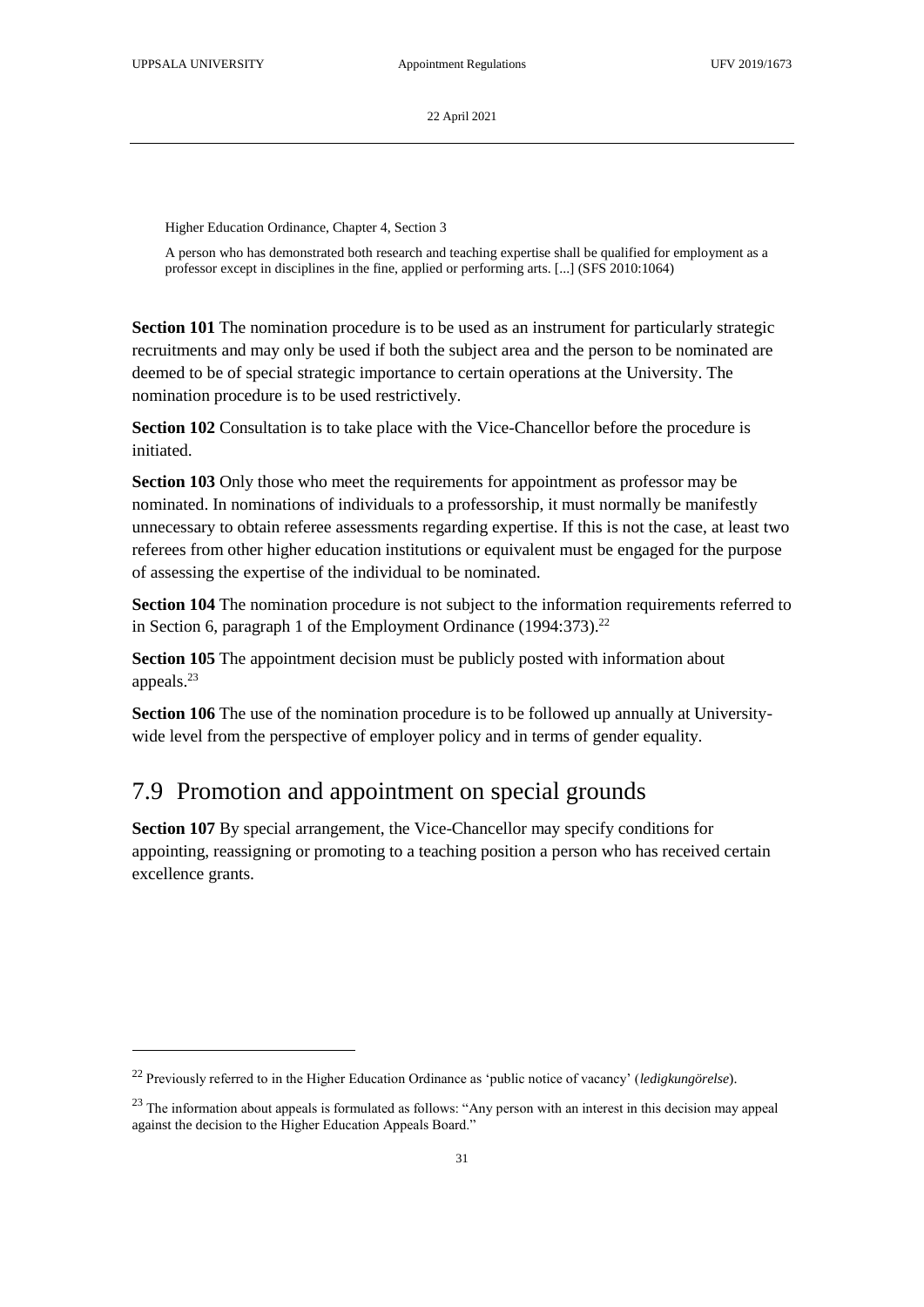Higher Education Ordinance, Chapter 4, Section 3

A person who has demonstrated both research and teaching expertise shall be qualified for employment as a professor except in disciplines in the fine, applied or performing arts. [...] (SFS 2010:1064)

**Section 101** The nomination procedure is to be used as an instrument for particularly strategic recruitments and may only be used if both the subject area and the person to be nominated are deemed to be of special strategic importance to certain operations at the University. The nomination procedure is to be used restrictively.

**Section 102** Consultation is to take place with the Vice-Chancellor before the procedure is initiated.

**Section 103** Only those who meet the requirements for appointment as professor may be nominated. In nominations of individuals to a professorship, it must normally be manifestly unnecessary to obtain referee assessments regarding expertise. If this is not the case, at least two referees from other higher education institutions or equivalent must be engaged for the purpose of assessing the expertise of the individual to be nominated.

**Section 104** The nomination procedure is not subject to the information requirements referred to in Section 6, paragraph 1 of the Employment Ordinance (1994:373).[22]

**Section 105** The appointment decision must be publicly posted with information about appeals.[23]

**Section 106** The use of the nomination procedure is to be followed up annually at University-wide level from the perspective of employer policy and in terms of gender equality.

## 7.9 Promotion and appointment on special grounds

**Section 107** By special arrangement, the Vice-Chancellor may specify conditions for appointing, reassigning or promoting to a teaching position a person who has received certain excellence grants.

---

[22] Previously referred to in the Higher Education Ordinance as 'public notice of vacancy' (*ledigkungörelse*).

[23] The information about appeals is formulated as follows: "Any person with an interest in this decision may appeal against the decision to the Higher Education Appeals Board."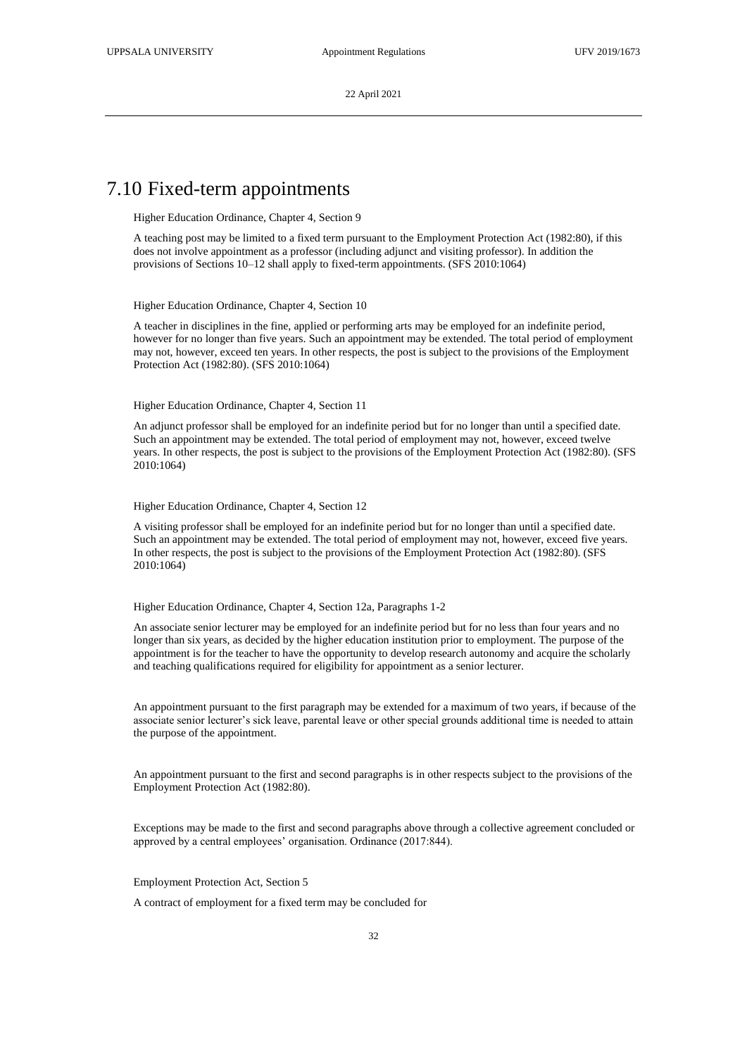# 7.10 Fixed-term appointments

Higher Education Ordinance, Chapter 4, Section 9

A teaching post may be limited to a fixed term pursuant to the Employment Protection Act (1982:80), if this does not involve appointment as a professor (including adjunct and visiting professor). In addition the provisions of Sections 10–12 shall apply to fixed-term appointments. (SFS 2010:1064)

Higher Education Ordinance, Chapter 4, Section 10

A teacher in disciplines in the fine, applied or performing arts may be employed for an indefinite period, however for no longer than five years. Such an appointment may be extended. The total period of employment may not, however, exceed ten years. In other respects, the post is subject to the provisions of the Employment Protection Act (1982:80). (SFS 2010:1064)

Higher Education Ordinance, Chapter 4, Section 11

An adjunct professor shall be employed for an indefinite period but for no longer than until a specified date. Such an appointment may be extended. The total period of employment may not, however, exceed twelve years. In other respects, the post is subject to the provisions of the Employment Protection Act (1982:80). (SFS 2010:1064)

Higher Education Ordinance, Chapter 4, Section 12

A visiting professor shall be employed for an indefinite period but for no longer than until a specified date. Such an appointment may be extended. The total period of employment may not, however, exceed five years. In other respects, the post is subject to the provisions of the Employment Protection Act (1982:80). (SFS 2010:1064)

Higher Education Ordinance, Chapter 4, Section 12a, Paragraphs 1-2

An associate senior lecturer may be employed for an indefinite period but for no less than four years and no longer than six years, as decided by the higher education institution prior to employment. The purpose of the appointment is for the teacher to have the opportunity to develop research autonomy and acquire the scholarly and teaching qualifications required for eligibility for appointment as a senior lecturer.

An appointment pursuant to the first paragraph may be extended for a maximum of two years, if because of the associate senior lecturer's sick leave, parental leave or other special grounds additional time is needed to attain the purpose of the appointment.

An appointment pursuant to the first and second paragraphs is in other respects subject to the provisions of the Employment Protection Act (1982:80).

Exceptions may be made to the first and second paragraphs above through a collective agreement concluded or approved by a central employees' organisation. Ordinance (2017:844).

Employment Protection Act, Section 5

A contract of employment for a fixed term may be concluded for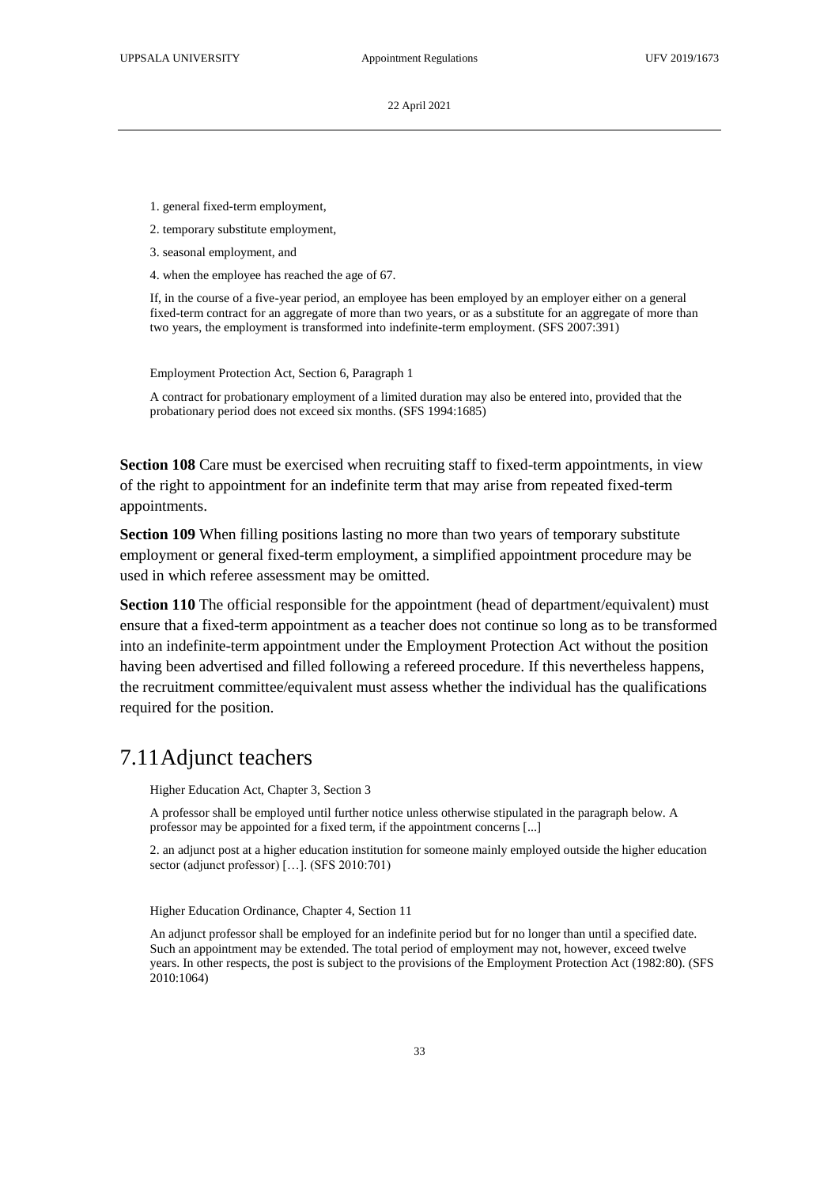1. general fixed-term employment,
2. temporary substitute employment,
3. seasonal employment, and
4. when the employee has reached the age of 67.

If, in the course of a five-year period, an employee has been employed by an employer either on a general fixed-term contract for an aggregate of more than two years, or as a substitute for an aggregate of more than two years, the employment is transformed into indefinite-term employment. (SFS 2007:391)

Employment Protection Act, Section 6, Paragraph 1

A contract for probationary employment of a limited duration may also be entered into, provided that the probationary period does not exceed six months. (SFS 1994:1685)

**Section 108** Care must be exercised when recruiting staff to fixed-term appointments, in view of the right to appointment for an indefinite term that may arise from repeated fixed-term appointments.

**Section 109** When filling positions lasting no more than two years of temporary substitute employment or general fixed-term employment, a simplified appointment procedure may be used in which referee assessment may be omitted.

**Section 110** The official responsible for the appointment (head of department/equivalent) must ensure that a fixed-term appointment as a teacher does not continue so long as to be transformed into an indefinite-term appointment under the Employment Protection Act without the position having been advertised and filled following a refereed procedure. If this nevertheless happens, the recruitment committee/equivalent must assess whether the individual has the qualifications required for the position.

## 7.11 Adjunct teachers

Higher Education Act, Chapter 3, Section 3

A professor shall be employed until further notice unless otherwise stipulated in the paragraph below. A professor may be appointed for a fixed term, if the appointment concerns [...]

2. an adjunct post at a higher education institution for someone mainly employed outside the higher education sector (adjunct professor) […]. (SFS 2010:701)

Higher Education Ordinance, Chapter 4, Section 11

An adjunct professor shall be employed for an indefinite period but for no longer than until a specified date. Such an appointment may be extended. The total period of employment may not, however, exceed twelve years. In other respects, the post is subject to the provisions of the Employment Protection Act (1982:80). (SFS 2010:1064)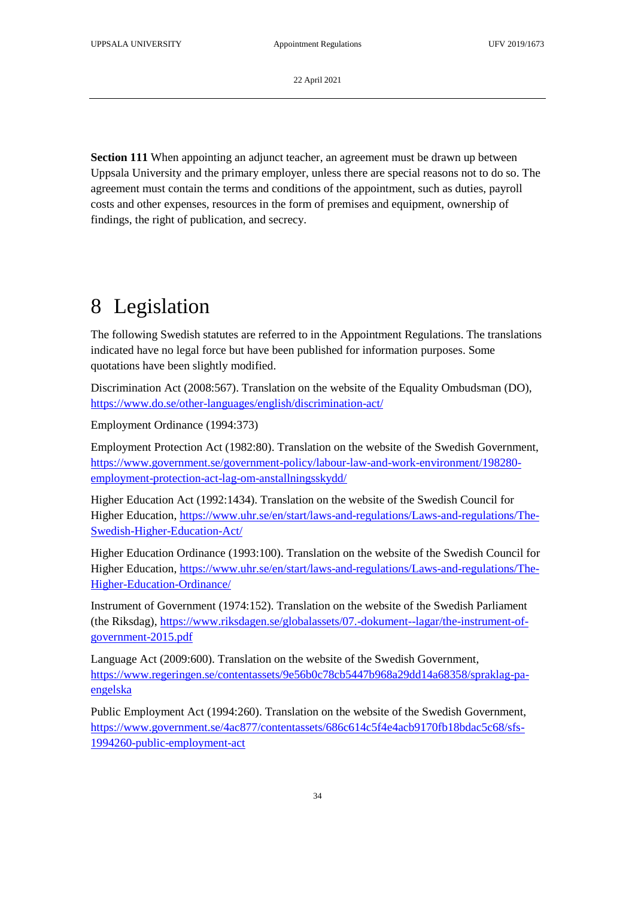**Section 111** When appointing an adjunct teacher, an agreement must be drawn up between Uppsala University and the primary employer, unless there are special reasons not to do so. The agreement must contain the terms and conditions of the appointment, such as duties, payroll costs and other expenses, resources in the form of premises and equipment, ownership of findings, the right of publication, and secrecy.

# 8 Legislation

The following Swedish statutes are referred to in the Appointment Regulations. The translations indicated have no legal force but have been published for information purposes. Some quotations have been slightly modified.

Discrimination Act (2008:567). Translation on the website of the Equality Ombudsman (DO), https://www.do.se/other-languages/english/discrimination-act/

Employment Ordinance (1994:373)

Employment Protection Act (1982:80). Translation on the website of the Swedish Government, https://www.government.se/government-policy/labour-law-and-work-environment/198280-employment-protection-act-lag-om-anstallningsskydd/

Higher Education Act (1992:1434). Translation on the website of the Swedish Council for Higher Education, https://www.uhr.se/en/start/laws-and-regulations/Laws-and-regulations/The-Swedish-Higher-Education-Act/

Higher Education Ordinance (1993:100). Translation on the website of the Swedish Council for Higher Education, https://www.uhr.se/en/start/laws-and-regulations/Laws-and-regulations/The-Higher-Education-Ordinance/

Instrument of Government (1974:152). Translation on the website of the Swedish Parliament (the Riksdag), https://www.riksdagen.se/globalassets/07.-dokument--lagar/the-instrument-of-government-2015.pdf

Language Act (2009:600). Translation on the website of the Swedish Government, https://www.regeringen.se/contentassets/9e56b0c78cb5447b968a29dd14a68358/spraklag-pa-engelska

Public Employment Act (1994:260). Translation on the website of the Swedish Government, https://www.government.se/4ac877/contentassets/686c614c5f4e4acb9170fb18bdac5c68/sfs-1994260-public-employment-act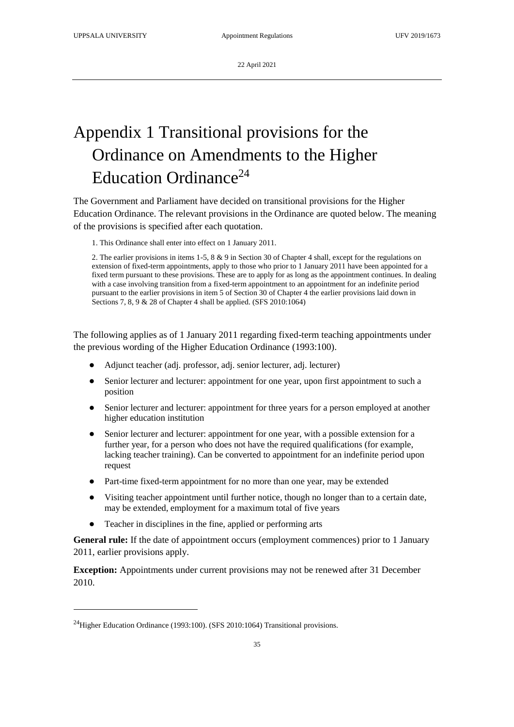# Appendix 1 Transitional provisions for the Ordinance on Amendments to the Higher Education Ordinance[24]

The Government and Parliament have decided on transitional provisions for the Higher Education Ordinance. The relevant provisions in the Ordinance are quoted below. The meaning of the provisions is specified after each quotation.

> 1. This Ordinance shall enter into effect on 1 January 2011.
>
> 2. The earlier provisions in items 1-5, 8 & 9 in Section 30 of Chapter 4 shall, except for the regulations on extension of fixed-term appointments, apply to those who prior to 1 January 2011 have been appointed for a fixed term pursuant to these provisions. These are to apply for as long as the appointment continues. In dealing with a case involving transition from a fixed-term appointment to an appointment for an indefinite period pursuant to the earlier provisions in item 5 of Section 30 of Chapter 4 the earlier provisions laid down in Sections 7, 8, 9 & 28 of Chapter 4 shall be applied. (SFS 2010:1064)

The following applies as of 1 January 2011 regarding fixed-term teaching appointments under the previous wording of the Higher Education Ordinance (1993:100).

- Adjunct teacher (adj. professor, adj. senior lecturer, adj. lecturer)
- Senior lecturer and lecturer: appointment for one year, upon first appointment to such a position
- Senior lecturer and lecturer: appointment for three years for a person employed at another higher education institution
- Senior lecturer and lecturer: appointment for one year, with a possible extension for a further year, for a person who does not have the required qualifications (for example, lacking teacher training). Can be converted to appointment for an indefinite period upon request
- Part-time fixed-term appointment for no more than one year, may be extended
- Visiting teacher appointment until further notice, though no longer than to a certain date, may be extended, employment for a maximum total of five years
- Teacher in disciplines in the fine, applied or performing arts

**General rule:** If the date of appointment occurs (employment commences) prior to 1 January 2011, earlier provisions apply.

**Exception:** Appointments under current provisions may not be renewed after 31 December 2010.

[24] Higher Education Ordinance (1993:100). (SFS 2010:1064) Transitional provisions.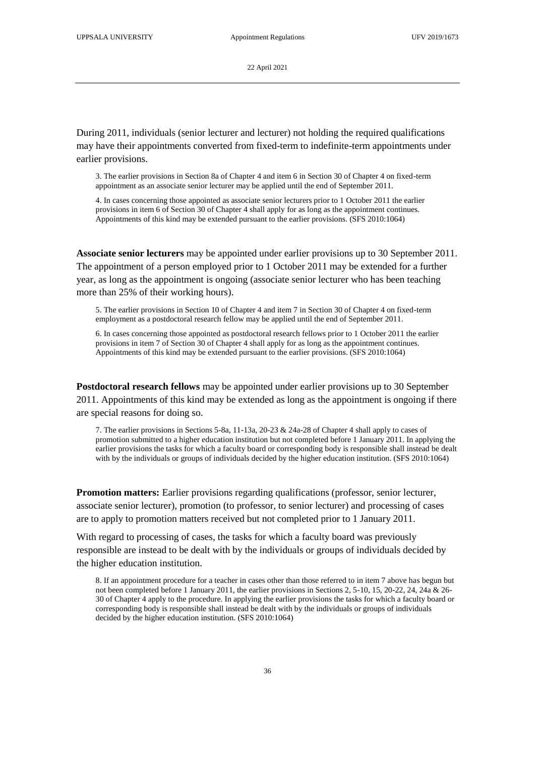During 2011, individuals (senior lecturer and lecturer) not holding the required qualifications may have their appointments converted from fixed-term to indefinite-term appointments under earlier provisions.

> 3. The earlier provisions in Section 8a of Chapter 4 and item 6 in Section 30 of Chapter 4 on fixed-term appointment as an associate senior lecturer may be applied until the end of September 2011.
>
> 4. In cases concerning those appointed as associate senior lecturers prior to 1 October 2011 the earlier provisions in item 6 of Section 30 of Chapter 4 shall apply for as long as the appointment continues. Appointments of this kind may be extended pursuant to the earlier provisions. (SFS 2010:1064)

**Associate senior lecturers** may be appointed under earlier provisions up to 30 September 2011. The appointment of a person employed prior to 1 October 2011 may be extended for a further year, as long as the appointment is ongoing (associate senior lecturer who has been teaching more than 25% of their working hours).

> 5. The earlier provisions in Section 10 of Chapter 4 and item 7 in Section 30 of Chapter 4 on fixed-term employment as a postdoctoral research fellow may be applied until the end of September 2011.
>
> 6. In cases concerning those appointed as postdoctoral research fellows prior to 1 October 2011 the earlier provisions in item 7 of Section 30 of Chapter 4 shall apply for as long as the appointment continues. Appointments of this kind may be extended pursuant to the earlier provisions. (SFS 2010:1064)

**Postdoctoral research fellows** may be appointed under earlier provisions up to 30 September 2011. Appointments of this kind may be extended as long as the appointment is ongoing if there are special reasons for doing so.

> 7. The earlier provisions in Sections 5-8a, 11-13a, 20-23 & 24a-28 of Chapter 4 shall apply to cases of promotion submitted to a higher education institution but not completed before 1 January 2011. In applying the earlier provisions the tasks for which a faculty board or corresponding body is responsible shall instead be dealt with by the individuals or groups of individuals decided by the higher education institution. (SFS 2010:1064)

**Promotion matters:** Earlier provisions regarding qualifications (professor, senior lecturer, associate senior lecturer), promotion (to professor, to senior lecturer) and processing of cases are to apply to promotion matters received but not completed prior to 1 January 2011.

With regard to processing of cases, the tasks for which a faculty board was previously responsible are instead to be dealt with by the individuals or groups of individuals decided by the higher education institution.

> 8. If an appointment procedure for a teacher in cases other than those referred to in item 7 above has begun but not been completed before 1 January 2011, the earlier provisions in Sections 2, 5-10, 15, 20-22, 24, 24a & 26-30 of Chapter 4 apply to the procedure. In applying the earlier provisions the tasks for which a faculty board or corresponding body is responsible shall instead be dealt with by the individuals or groups of individuals decided by the higher education institution. (SFS 2010:1064)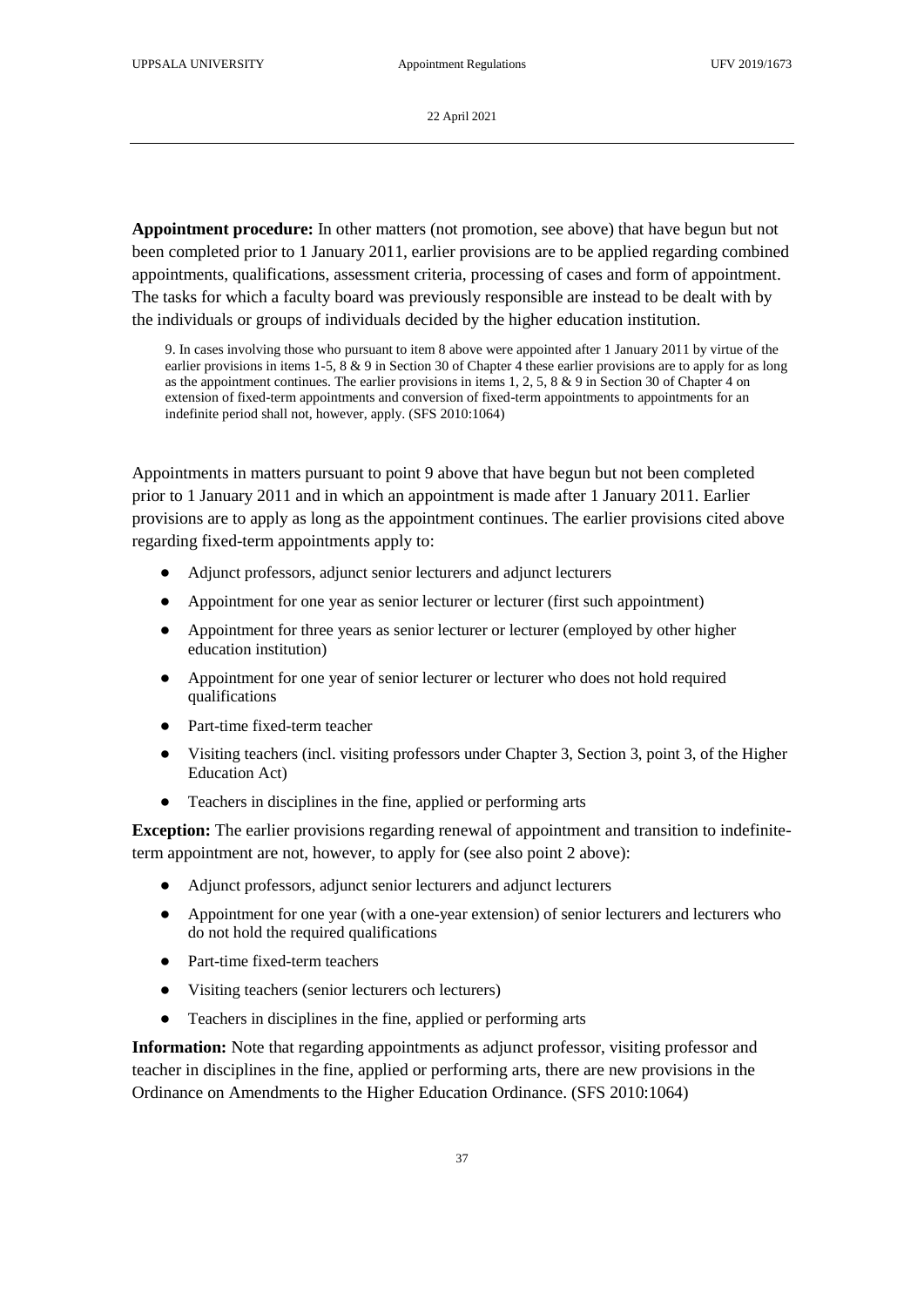**Appointment procedure:** In other matters (not promotion, see above) that have begun but not been completed prior to 1 January 2011, earlier provisions are to be applied regarding combined appointments, qualifications, assessment criteria, processing of cases and form of appointment. The tasks for which a faculty board was previously responsible are instead to be dealt with by the individuals or groups of individuals decided by the higher education institution.

> 9. In cases involving those who pursuant to item 8 above were appointed after 1 January 2011 by virtue of the earlier provisions in items 1-5, 8 & 9 in Section 30 of Chapter 4 these earlier provisions are to apply for as long as the appointment continues. The earlier provisions in items 1, 2, 5, 8 & 9 in Section 30 of Chapter 4 on extension of fixed-term appointments and conversion of fixed-term appointments to appointments for an indefinite period shall not, however, apply. (SFS 2010:1064)

Appointments in matters pursuant to point 9 above that have begun but not been completed prior to 1 January 2011 and in which an appointment is made after 1 January 2011. Earlier provisions are to apply as long as the appointment continues. The earlier provisions cited above regarding fixed-term appointments apply to:

- Adjunct professors, adjunct senior lecturers and adjunct lecturers
- Appointment for one year as senior lecturer or lecturer (first such appointment)
- Appointment for three years as senior lecturer or lecturer (employed by other higher education institution)
- Appointment for one year of senior lecturer or lecturer who does not hold required qualifications
- Part-time fixed-term teacher
- Visiting teachers (incl. visiting professors under Chapter 3, Section 3, point 3, of the Higher Education Act)
- Teachers in disciplines in the fine, applied or performing arts

**Exception:** The earlier provisions regarding renewal of appointment and transition to indefinite-term appointment are not, however, to apply for (see also point 2 above):

- Adjunct professors, adjunct senior lecturers and adjunct lecturers
- Appointment for one year (with a one-year extension) of senior lecturers and lecturers who do not hold the required qualifications
- Part-time fixed-term teachers
- Visiting teachers (senior lecturers och lecturers)
- Teachers in disciplines in the fine, applied or performing arts

**Information:** Note that regarding appointments as adjunct professor, visiting professor and teacher in disciplines in the fine, applied or performing arts, there are new provisions in the Ordinance on Amendments to the Higher Education Ordinance. (SFS 2010:1064)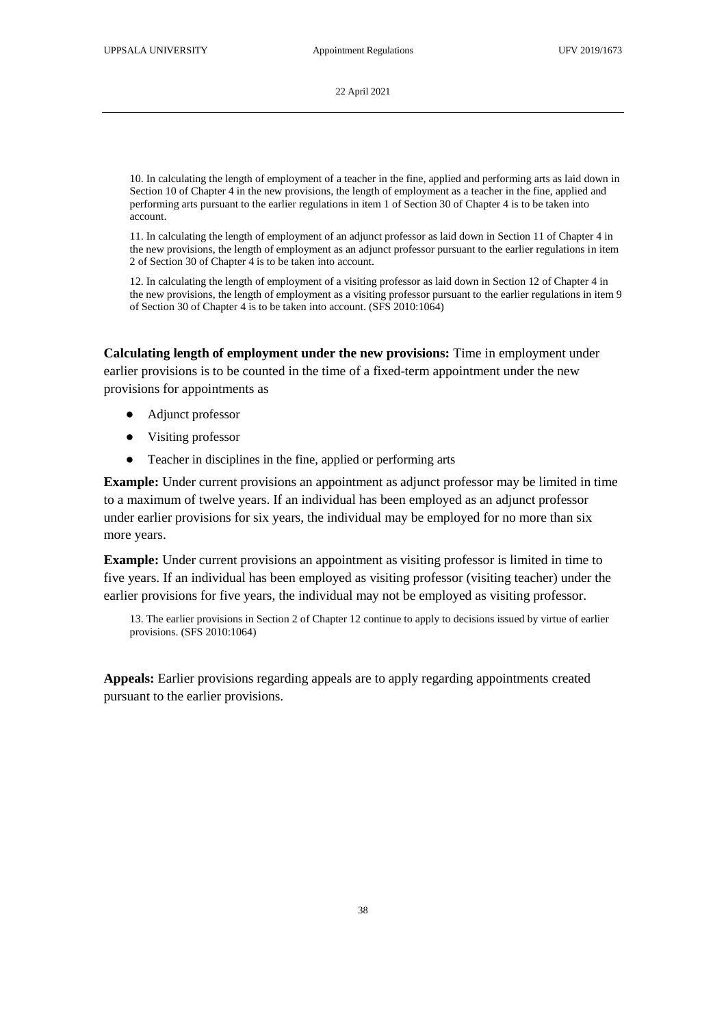10. In calculating the length of employment of a teacher in the fine, applied and performing arts as laid down in Section 10 of Chapter 4 in the new provisions, the length of employment as a teacher in the fine, applied and performing arts pursuant to the earlier regulations in item 1 of Section 30 of Chapter 4 is to be taken into account.

11. In calculating the length of employment of an adjunct professor as laid down in Section 11 of Chapter 4 in the new provisions, the length of employment as an adjunct professor pursuant to the earlier regulations in item 2 of Section 30 of Chapter 4 is to be taken into account.

12. In calculating the length of employment of a visiting professor as laid down in Section 12 of Chapter 4 in the new provisions, the length of employment as a visiting professor pursuant to the earlier regulations in item 9 of Section 30 of Chapter 4 is to be taken into account. (SFS 2010:1064)

**Calculating length of employment under the new provisions:** Time in employment under earlier provisions is to be counted in the time of a fixed-term appointment under the new provisions for appointments as

- Adjunct professor
- Visiting professor
- Teacher in disciplines in the fine, applied or performing arts

**Example:** Under current provisions an appointment as adjunct professor may be limited in time to a maximum of twelve years. If an individual has been employed as an adjunct professor under earlier provisions for six years, the individual may be employed for no more than six more years.

**Example:** Under current provisions an appointment as visiting professor is limited in time to five years. If an individual has been employed as visiting professor (visiting teacher) under the earlier provisions for five years, the individual may not be employed as visiting professor.

13. The earlier provisions in Section 2 of Chapter 12 continue to apply to decisions issued by virtue of earlier provisions. (SFS 2010:1064)

**Appeals:** Earlier provisions regarding appeals are to apply regarding appointments created pursuant to the earlier provisions.